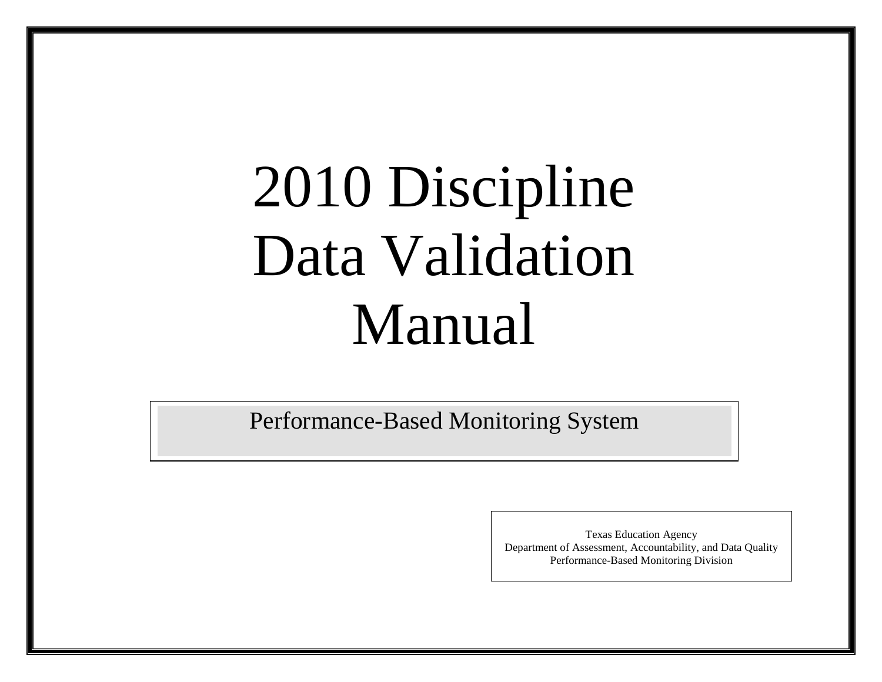# 2010 Discipline Data Validation Manual

## Performance-Based Monitoring System

Texas Education Agency
Department of Assessment, Accountability, and Data Quality
Performance-Based Monitoring Division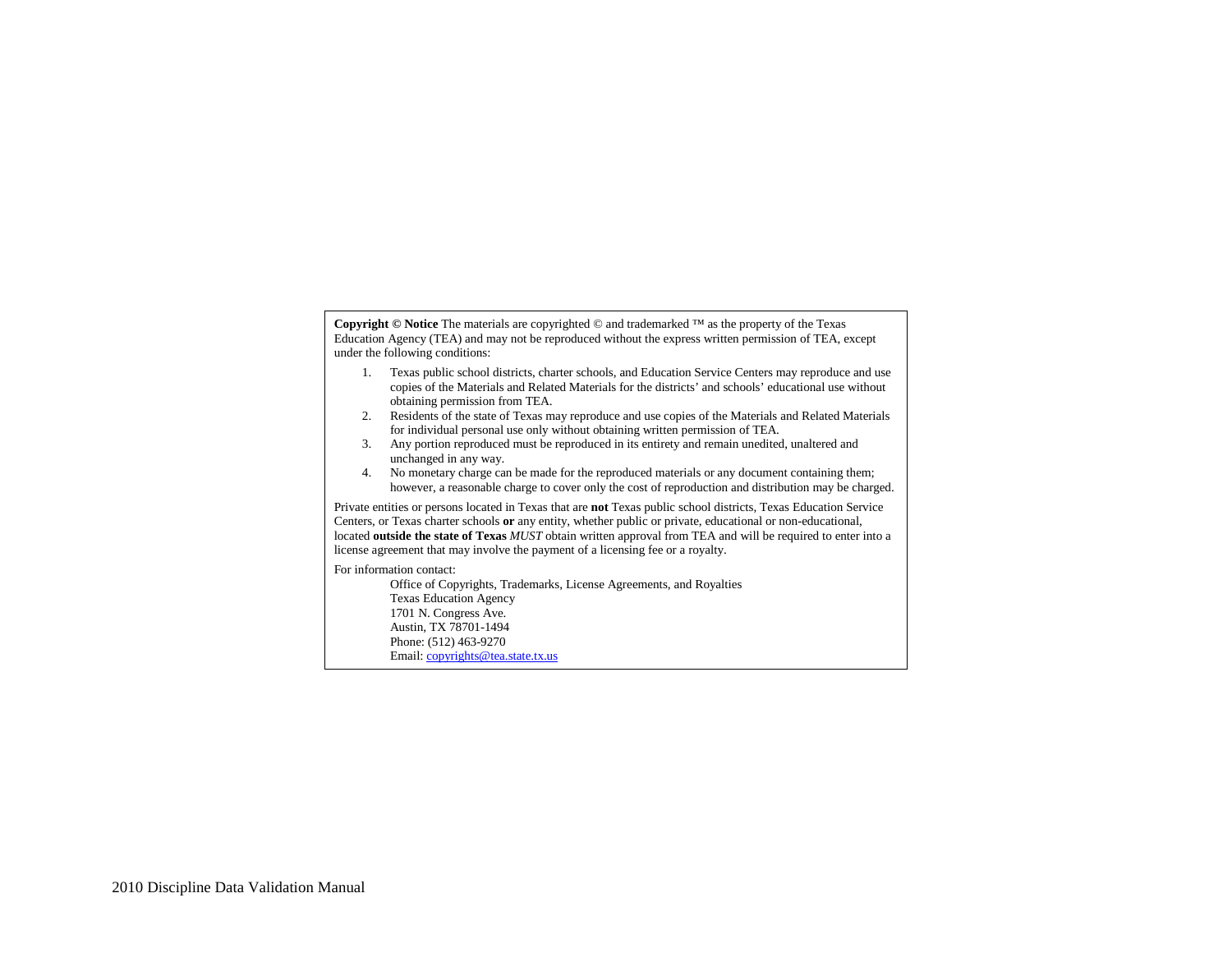**Copyright © Notice** The materials are copyrighted © and trademarked ™ as the property of the Texas Education Agency (TEA) and may not be reproduced without the express written permission of TEA, except under the following conditions:

1. Texas public school districts, charter schools, and Education Service Centers may reproduce and use copies of the Materials and Related Materials for the districts' and schools' educational use without obtaining permission from TEA.
2. Residents of the state of Texas may reproduce and use copies of the Materials and Related Materials for individual personal use only without obtaining written permission of TEA.
3. Any portion reproduced must be reproduced in its entirety and remain unedited, unaltered and unchanged in any way.
4. No monetary charge can be made for the reproduced materials or any document containing them; however, a reasonable charge to cover only the cost of reproduction and distribution may be charged.

Private entities or persons located in Texas that are **not** Texas public school districts, Texas Education Service Centers, or Texas charter schools **or** any entity, whether public or private, educational or non-educational, located **outside the state of Texas** *MUST* obtain written approval from TEA and will be required to enter into a license agreement that may involve the payment of a licensing fee or a royalty.

For information contact:

Office of Copyrights, Trademarks, License Agreements, and Royalties
Texas Education Agency
1701 N. Congress Ave.
Austin, TX 78701-1494
Phone: (512) 463-9270
Email: copyrights@tea.state.tx.us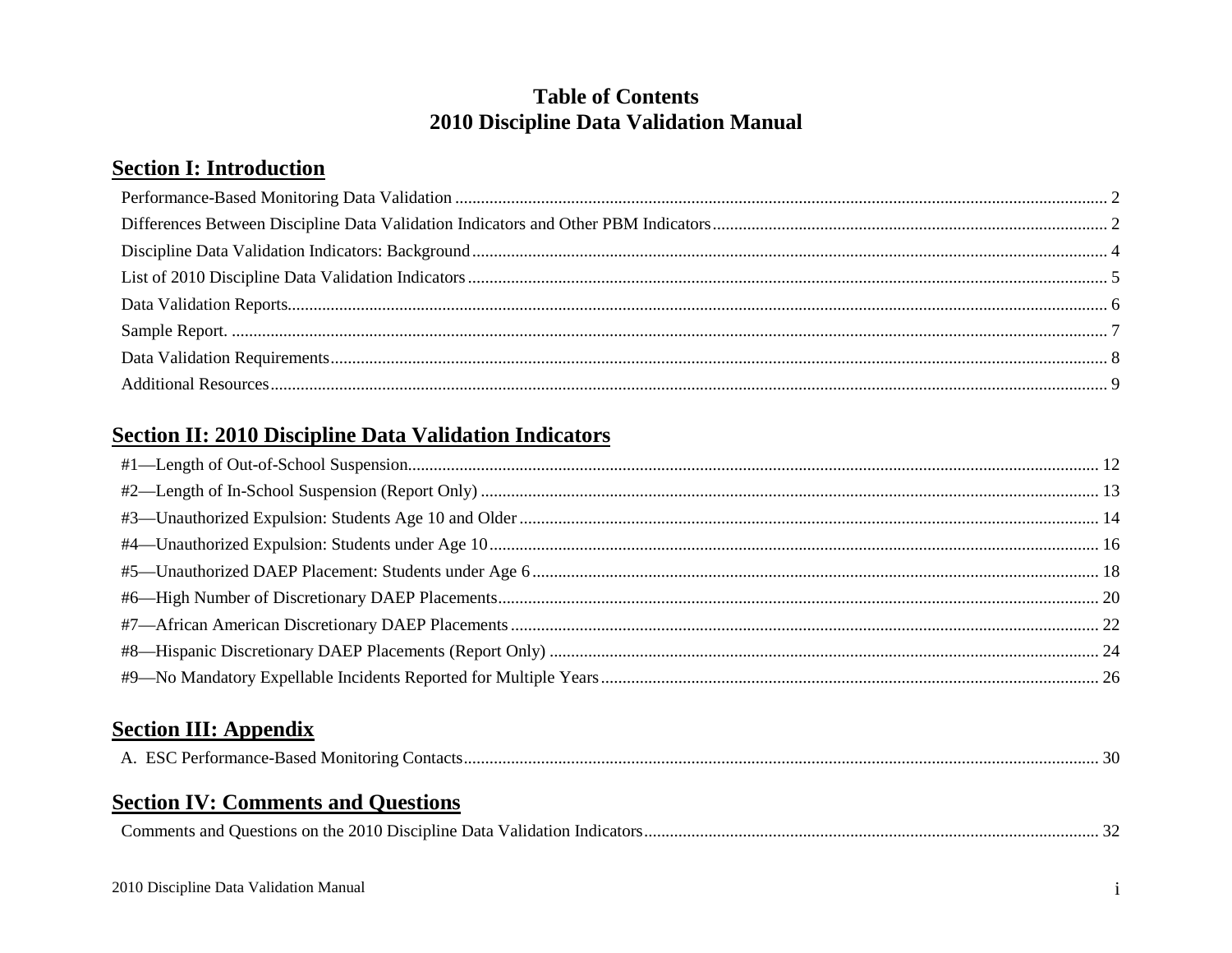# Table of Contents
# 2010 Discipline Data Validation Manual

## Section I: Introduction

Performance-Based Monitoring Data Validation ... 2
Differences Between Discipline Data Validation Indicators and Other PBM Indicators ... 2
Discipline Data Validation Indicators: Background ... 4
List of 2010 Discipline Data Validation Indicators ... 5
Data Validation Reports ... 6
Sample Report. ... 7
Data Validation Requirements ... 8
Additional Resources ... 9

## Section II: 2010 Discipline Data Validation Indicators

#1—Length of Out-of-School Suspension ... 12
#2—Length of In-School Suspension (Report Only) ... 13
#3—Unauthorized Expulsion: Students Age 10 and Older ... 14
#4—Unauthorized Expulsion: Students under Age 10 ... 16
#5—Unauthorized DAEP Placement: Students under Age 6 ... 18
#6—High Number of Discretionary DAEP Placements ... 20
#7—African American Discretionary DAEP Placements ... 22
#8—Hispanic Discretionary DAEP Placements (Report Only) ... 24
#9—No Mandatory Expellable Incidents Reported for Multiple Years ... 26

## Section III: Appendix

A. ESC Performance-Based Monitoring Contacts ... 30

## Section IV: Comments and Questions

Comments and Questions on the 2010 Discipline Data Validation Indicators ... 32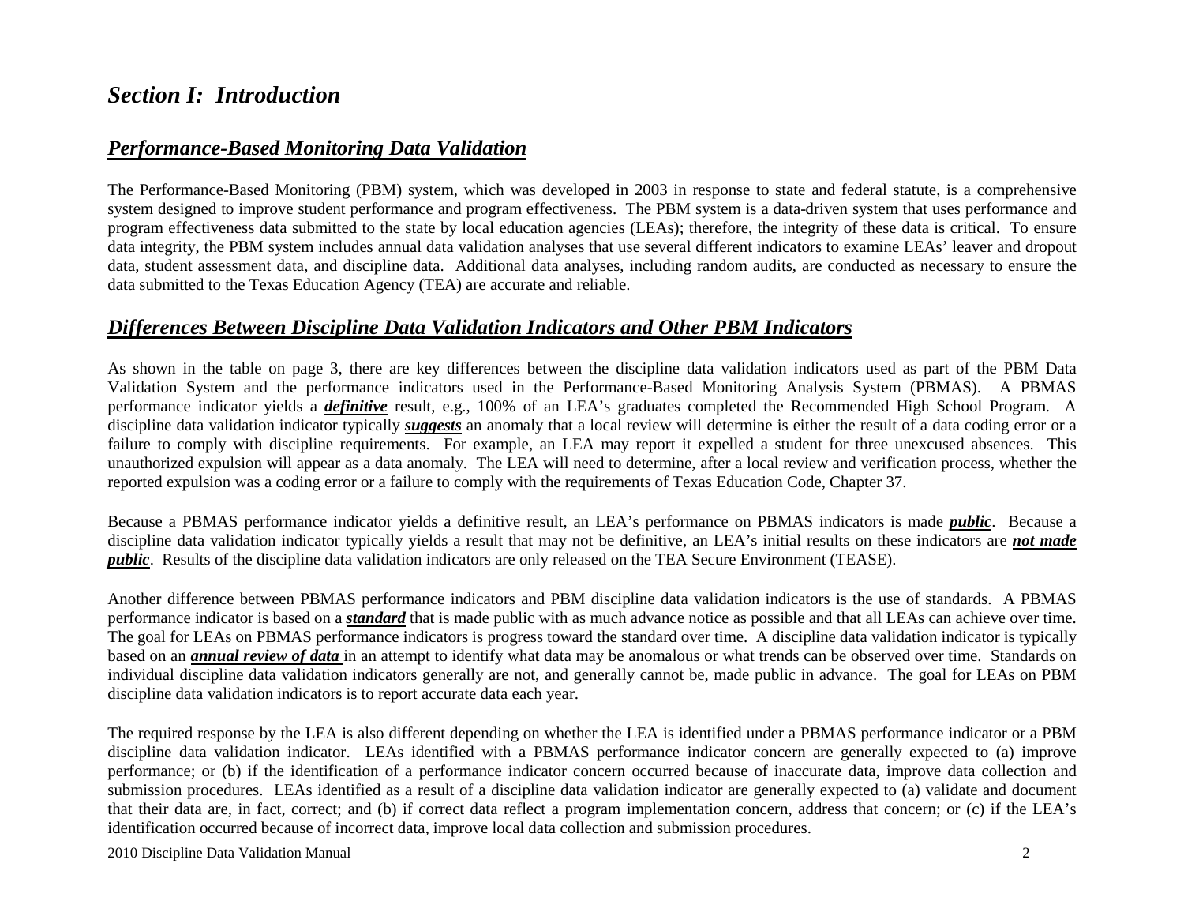# *Section I: Introduction*

## ***Performance-Based Monitoring Data Validation***

The Performance-Based Monitoring (PBM) system, which was developed in 2003 in response to state and federal statute, is a comprehensive system designed to improve student performance and program effectiveness. The PBM system is a data-driven system that uses performance and program effectiveness data submitted to the state by local education agencies (LEAs); therefore, the integrity of these data is critical. To ensure data integrity, the PBM system includes annual data validation analyses that use several different indicators to examine LEAs' leaver and dropout data, student assessment data, and discipline data. Additional data analyses, including random audits, are conducted as necessary to ensure the data submitted to the Texas Education Agency (TEA) are accurate and reliable.

## ***Differences Between Discipline Data Validation Indicators and Other PBM Indicators***

As shown in the table on page 3, there are key differences between the discipline data validation indicators used as part of the PBM Data Validation System and the performance indicators used in the Performance-Based Monitoring Analysis System (PBMAS). A PBMAS performance indicator yields a ***definitive*** result, e.g., 100% of an LEA's graduates completed the Recommended High School Program. A discipline data validation indicator typically ***suggests*** an anomaly that a local review will determine is either the result of a data coding error or a failure to comply with discipline requirements. For example, an LEA may report it expelled a student for three unexcused absences. This unauthorized expulsion will appear as a data anomaly. The LEA will need to determine, after a local review and verification process, whether the reported expulsion was a coding error or a failure to comply with the requirements of Texas Education Code, Chapter 37.

Because a PBMAS performance indicator yields a definitive result, an LEA's performance on PBMAS indicators is made ***public***. Because a discipline data validation indicator typically yields a result that may not be definitive, an LEA's initial results on these indicators are ***not made public***. Results of the discipline data validation indicators are only released on the TEA Secure Environment (TEASE).

Another difference between PBMAS performance indicators and PBM discipline data validation indicators is the use of standards. A PBMAS performance indicator is based on a ***standard*** that is made public with as much advance notice as possible and that all LEAs can achieve over time. The goal for LEAs on PBMAS performance indicators is progress toward the standard over time. A discipline data validation indicator is typically based on an ***annual review of data*** in an attempt to identify what data may be anomalous or what trends can be observed over time. Standards on individual discipline data validation indicators generally are not, and generally cannot be, made public in advance. The goal for LEAs on PBM discipline data validation indicators is to report accurate data each year.

The required response by the LEA is also different depending on whether the LEA is identified under a PBMAS performance indicator or a PBM discipline data validation indicator. LEAs identified with a PBMAS performance indicator concern are generally expected to (a) improve performance; or (b) if the identification of a performance indicator concern occurred because of inaccurate data, improve data collection and submission procedures. LEAs identified as a result of a discipline data validation indicator are generally expected to (a) validate and document that their data are, in fact, correct; and (b) if correct data reflect a program implementation concern, address that concern; or (c) if the LEA's identification occurred because of incorrect data, improve local data collection and submission procedures.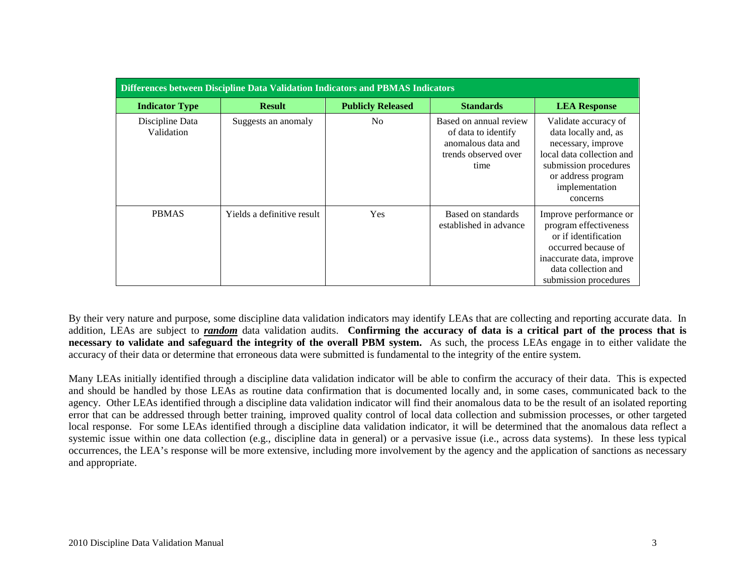| Differences between Discipline Data Validation Indicators and PBMAS Indicators | | | | |
|---|---|---|---|---|
| **Indicator Type** | **Result** | **Publicly Released** | **Standards** | **LEA Response** |
| Discipline Data Validation | Suggests an anomaly | No | Based on annual review of data to identify anomalous data and trends observed over time | Validate accuracy of data locally and, as necessary, improve local data collection and submission procedures or address program implementation concerns |
| PBMAS | Yields a definitive result | Yes | Based on standards established in advance | Improve performance or program effectiveness or if identification occurred because of inaccurate data, improve data collection and submission procedures |

By their very nature and purpose, some discipline data validation indicators may identify LEAs that are collecting and reporting accurate data. In addition, LEAs are subject to ***random*** data validation audits. **Confirming the accuracy of data is a critical part of the process that is necessary to validate and safeguard the integrity of the overall PBM system.** As such, the process LEAs engage in to either validate the accuracy of their data or determine that erroneous data were submitted is fundamental to the integrity of the entire system.

Many LEAs initially identified through a discipline data validation indicator will be able to confirm the accuracy of their data. This is expected and should be handled by those LEAs as routine data confirmation that is documented locally and, in some cases, communicated back to the agency. Other LEAs identified through a discipline data validation indicator will find their anomalous data to be the result of an isolated reporting error that can be addressed through better training, improved quality control of local data collection and submission processes, or other targeted local response. For some LEAs identified through a discipline data validation indicator, it will be determined that the anomalous data reflect a systemic issue within one data collection (e.g., discipline data in general) or a pervasive issue (i.e., across data systems). In these less typical occurrences, the LEA's response will be more extensive, including more involvement by the agency and the application of sanctions as necessary and appropriate.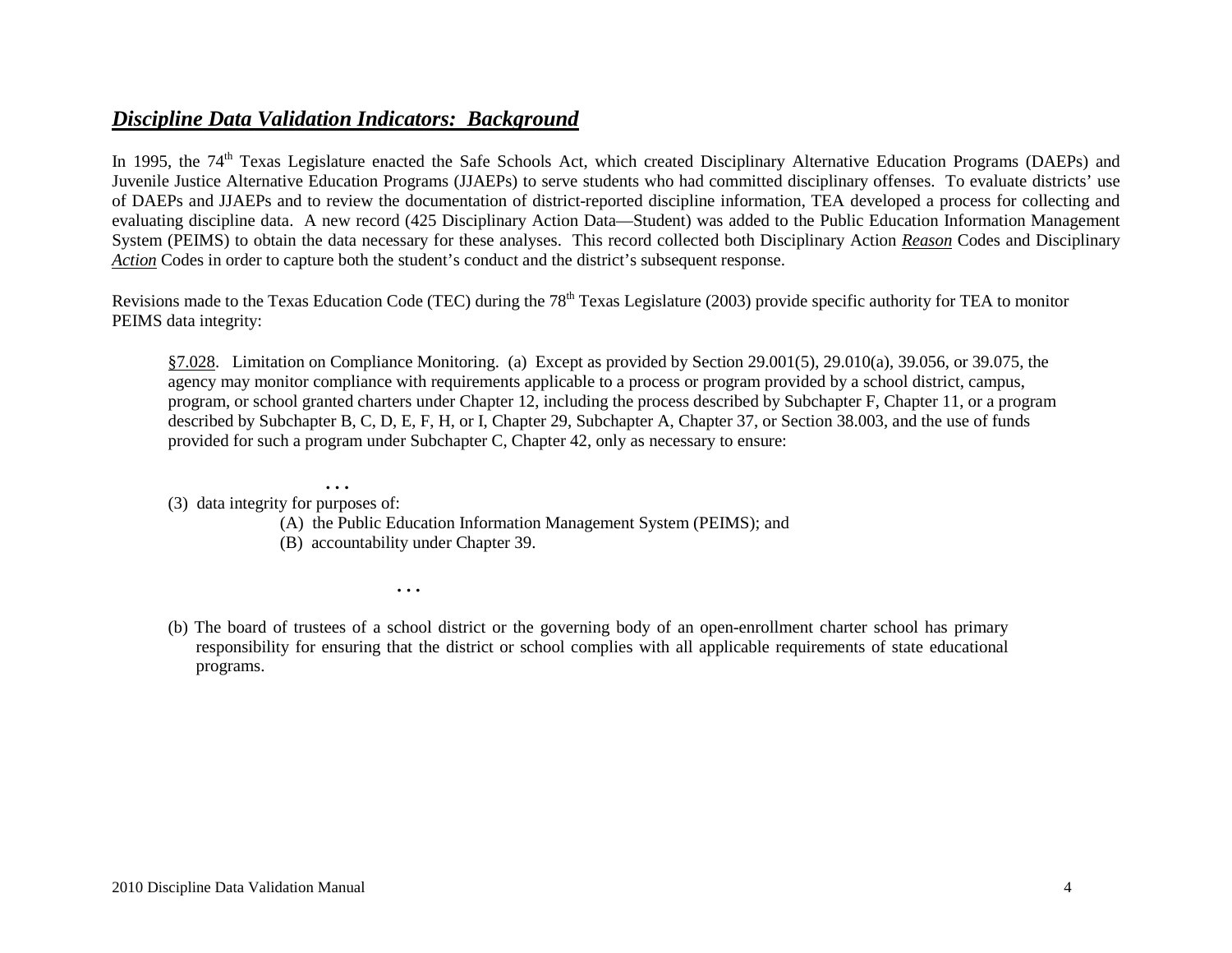## ***Discipline Data Validation Indicators: Background***

In 1995, the 74th Texas Legislature enacted the Safe Schools Act, which created Disciplinary Alternative Education Programs (DAEPs) and Juvenile Justice Alternative Education Programs (JJAEPs) to serve students who had committed disciplinary offenses. To evaluate districts' use of DAEPs and JJAEPs and to review the documentation of district-reported discipline information, TEA developed a process for collecting and evaluating discipline data. A new record (425 Disciplinary Action Data—Student) was added to the Public Education Information Management System (PEIMS) to obtain the data necessary for these analyses. This record collected both Disciplinary Action ***Reason*** Codes and Disciplinary ***Action*** Codes in order to capture both the student's conduct and the district's subsequent response.

Revisions made to the Texas Education Code (TEC) during the 78th Texas Legislature (2003) provide specific authority for TEA to monitor PEIMS data integrity:

> §7.028. Limitation on Compliance Monitoring. (a) Except as provided by Section 29.001(5), 29.010(a), 39.056, or 39.075, the agency may monitor compliance with requirements applicable to a process or program provided by a school district, campus, program, or school granted charters under Chapter 12, including the process described by Subchapter F, Chapter 11, or a program described by Subchapter B, C, D, E, F, H, or I, Chapter 29, Subchapter A, Chapter 37, or Section 38.003, and the use of funds provided for such a program under Subchapter C, Chapter 42, only as necessary to ensure:
>
> . . .
>
> (3) data integrity for purposes of:
>
> (A) the Public Education Information Management System (PEIMS); and
>
> (B) accountability under Chapter 39.
>
> . . .
>
> (b) The board of trustees of a school district or the governing body of an open-enrollment charter school has primary responsibility for ensuring that the district or school complies with all applicable requirements of state educational programs.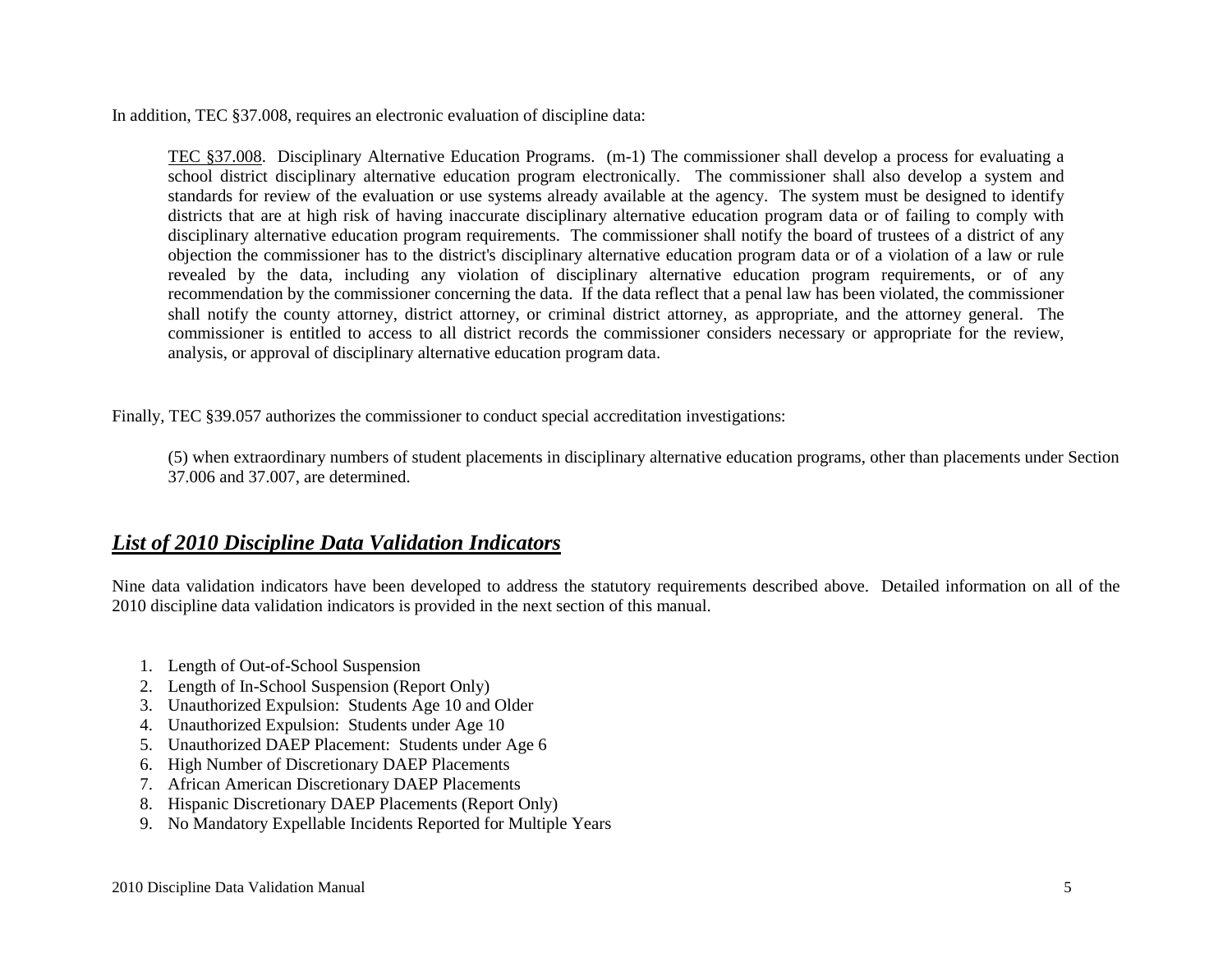In addition, TEC §37.008, requires an electronic evaluation of discipline data:

> TEC §37.008. Disciplinary Alternative Education Programs. (m-1) The commissioner shall develop a process for evaluating a school district disciplinary alternative education program electronically. The commissioner shall also develop a system and standards for review of the evaluation or use systems already available at the agency. The system must be designed to identify districts that are at high risk of having inaccurate disciplinary alternative education program data or of failing to comply with disciplinary alternative education program requirements. The commissioner shall notify the board of trustees of a district of any objection the commissioner has to the district's disciplinary alternative education program data or of a violation of a law or rule revealed by the data, including any violation of disciplinary alternative education program requirements, or of any recommendation by the commissioner concerning the data. If the data reflect that a penal law has been violated, the commissioner shall notify the county attorney, district attorney, or criminal district attorney, as appropriate, and the attorney general. The commissioner is entitled to access to all district records the commissioner considers necessary or appropriate for the review, analysis, or approval of disciplinary alternative education program data.

Finally, TEC §39.057 authorizes the commissioner to conduct special accreditation investigations:

> (5) when extraordinary numbers of student placements in disciplinary alternative education programs, other than placements under Section 37.006 and 37.007, are determined.

## ***List of 2010 Discipline Data Validation Indicators***

Nine data validation indicators have been developed to address the statutory requirements described above. Detailed information on all of the 2010 discipline data validation indicators is provided in the next section of this manual.

1. Length of Out-of-School Suspension
2. Length of In-School Suspension (Report Only)
3. Unauthorized Expulsion: Students Age 10 and Older
4. Unauthorized Expulsion: Students under Age 10
5. Unauthorized DAEP Placement: Students under Age 6
6. High Number of Discretionary DAEP Placements
7. African American Discretionary DAEP Placements
8. Hispanic Discretionary DAEP Placements (Report Only)
9. No Mandatory Expellable Incidents Reported for Multiple Years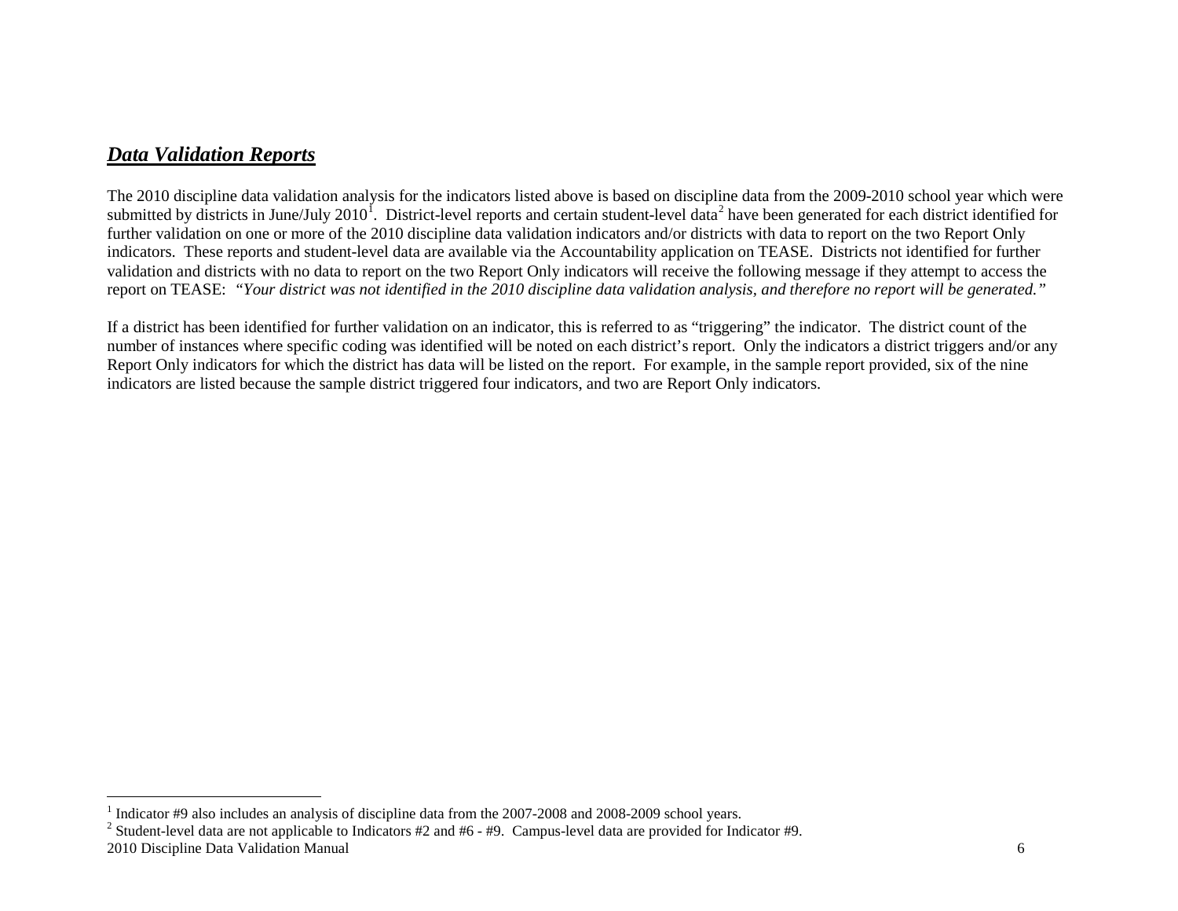## ***Data Validation Reports***

The 2010 discipline data validation analysis for the indicators listed above is based on discipline data from the 2009-2010 school year which were submitted by districts in June/July 2010[1]. District-level reports and certain student-level data[2] have been generated for each district identified for further validation on one or more of the 2010 discipline data validation indicators and/or districts with data to report on the two Report Only indicators. These reports and student-level data are available via the Accountability application on TEASE. Districts not identified for further validation and districts with no data to report on the two Report Only indicators will receive the following message if they attempt to access the report on TEASE: *"Your district was not identified in the 2010 discipline data validation analysis, and therefore no report will be generated."*

If a district has been identified for further validation on an indicator, this is referred to as "triggering" the indicator. The district count of the number of instances where specific coding was identified will be noted on each district's report. Only the indicators a district triggers and/or any Report Only indicators for which the district has data will be listed on the report. For example, in the sample report provided, six of the nine indicators are listed because the sample district triggered four indicators, and two are Report Only indicators.

---

[1] Indicator #9 also includes an analysis of discipline data from the 2007-2008 and 2008-2009 school years.

[2] Student-level data are not applicable to Indicators #2 and #6 - #9. Campus-level data are provided for Indicator #9.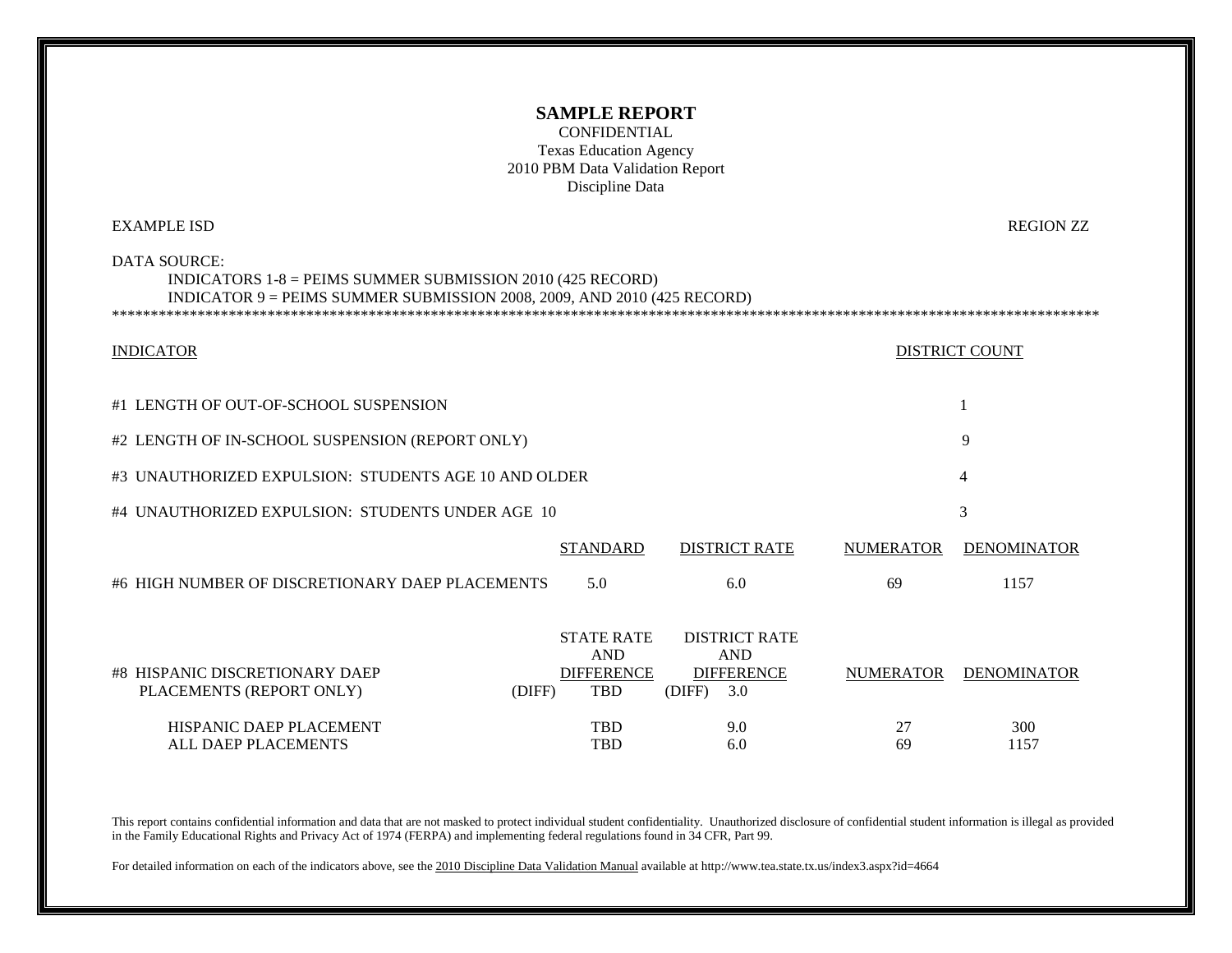# SAMPLE REPORT

CONFIDENTIAL
Texas Education Agency
2010 PBM Data Validation Report
Discipline Data

EXAMPLE ISD REGION ZZ

DATA SOURCE:
INDICATORS 1-8 = PEIMS SUMMER SUBMISSION 2010 (425 RECORD)
INDICATOR 9 = PEIMS SUMMER SUBMISSION 2008, 2009, AND 2010 (425 RECORD)

***************************************************************************************************************************************

| INDICATOR | DISTRICT COUNT |
|---|---|
| #1 LENGTH OF OUT-OF-SCHOOL SUSPENSION | 1 |
| #2 LENGTH OF IN-SCHOOL SUSPENSION (REPORT ONLY) | 9 |
| #3 UNAUTHORIZED EXPULSION: STUDENTS AGE 10 AND OLDER | 4 |
| #4 UNAUTHORIZED EXPULSION: STUDENTS UNDER AGE 10 | 3 |

| | STANDARD | DISTRICT RATE | NUMERATOR | DENOMINATOR |
|---|---|---|---|---|
| #6 HIGH NUMBER OF DISCRETIONARY DAEP PLACEMENTS | 5.0 | 6.0 | 69 | 1157 |

| | STATE RATE AND DIFFERENCE | DISTRICT RATE AND DIFFERENCE | NUMERATOR | DENOMINATOR |
|---|---|---|---|---|
| #8 HISPANIC DISCRETIONARY DAEP PLACEMENTS (REPORT ONLY) | (DIFF) TBD | (DIFF) 3.0 | | |
| HISPANIC DAEP PLACEMENT | TBD | 9.0 | 27 | 300 |
| ALL DAEP PLACEMENTS | TBD | 6.0 | 69 | 1157 |

This report contains confidential information and data that are not masked to protect individual student confidentiality. Unauthorized disclosure of confidential student information is illegal as provided in the Family Educational Rights and Privacy Act of 1974 (FERPA) and implementing federal regulations found in 34 CFR, Part 99.

For detailed information on each of the indicators above, see the 2010 Discipline Data Validation Manual available at http://www.tea.state.tx.us/index3.aspx?id=4664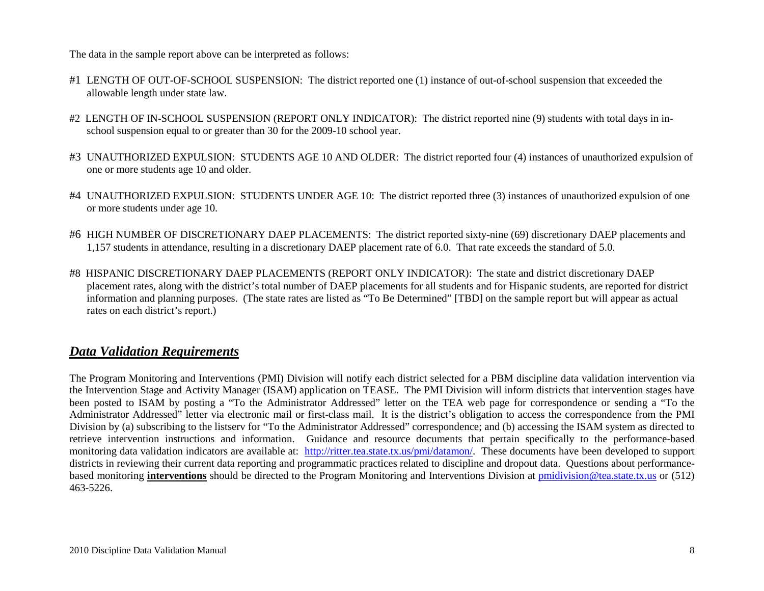The data in the sample report above can be interpreted as follows:

#1 LENGTH OF OUT-OF-SCHOOL SUSPENSION: The district reported one (1) instance of out-of-school suspension that exceeded the allowable length under state law.

#2 LENGTH OF IN-SCHOOL SUSPENSION (REPORT ONLY INDICATOR): The district reported nine (9) students with total days in in-school suspension equal to or greater than 30 for the 2009-10 school year.

#3 UNAUTHORIZED EXPULSION: STUDENTS AGE 10 AND OLDER: The district reported four (4) instances of unauthorized expulsion of one or more students age 10 and older.

#4 UNAUTHORIZED EXPULSION: STUDENTS UNDER AGE 10: The district reported three (3) instances of unauthorized expulsion of one or more students under age 10.

#6 HIGH NUMBER OF DISCRETIONARY DAEP PLACEMENTS: The district reported sixty-nine (69) discretionary DAEP placements and 1,157 students in attendance, resulting in a discretionary DAEP placement rate of 6.0. That rate exceeds the standard of 5.0.

#8 HISPANIC DISCRETIONARY DAEP PLACEMENTS (REPORT ONLY INDICATOR): The state and district discretionary DAEP placement rates, along with the district's total number of DAEP placements for all students and for Hispanic students, are reported for district information and planning purposes. (The state rates are listed as "To Be Determined" [TBD] on the sample report but will appear as actual rates on each district's report.)

## ***Data Validation Requirements***

The Program Monitoring and Interventions (PMI) Division will notify each district selected for a PBM discipline data validation intervention via the Intervention Stage and Activity Manager (ISAM) application on TEASE. The PMI Division will inform districts that intervention stages have been posted to ISAM by posting a "To the Administrator Addressed" letter on the TEA web page for correspondence or sending a "To the Administrator Addressed" letter via electronic mail or first-class mail. It is the district's obligation to access the correspondence from the PMI Division by (a) subscribing to the listserv for "To the Administrator Addressed" correspondence; and (b) accessing the ISAM system as directed to retrieve intervention instructions and information. Guidance and resource documents that pertain specifically to the performance-based monitoring data validation indicators are available at: http://ritter.tea.state.tx.us/pmi/datamon/. These documents have been developed to support districts in reviewing their current data reporting and programmatic practices related to discipline and dropout data. Questions about performance-based monitoring **interventions** should be directed to the Program Monitoring and Interventions Division at pmidivision@tea.state.tx.us or (512) 463-5226.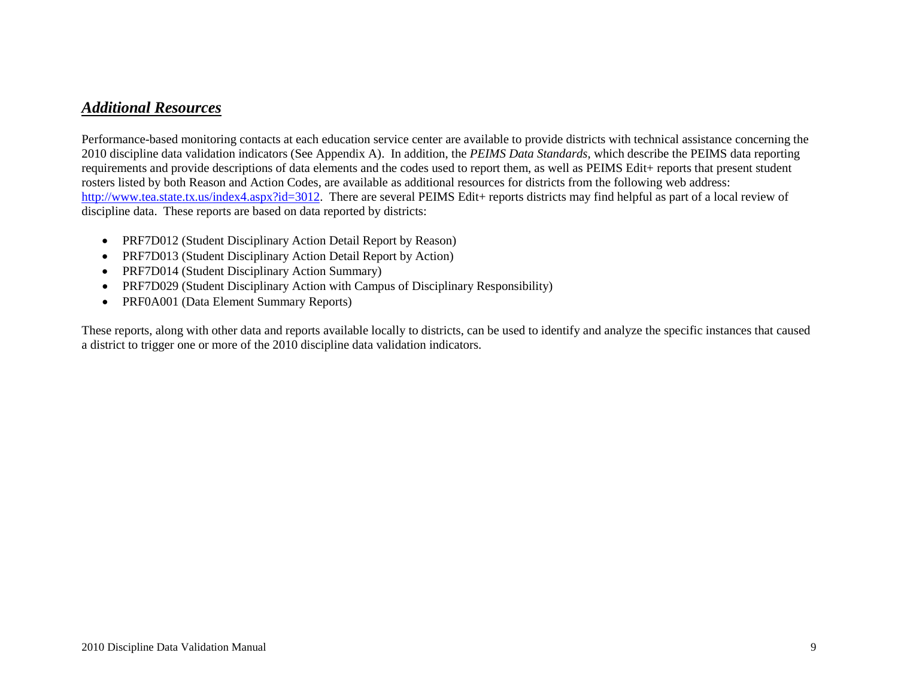## ***Additional Resources***

Performance-based monitoring contacts at each education service center are available to provide districts with technical assistance concerning the 2010 discipline data validation indicators (See Appendix A). In addition, the *PEIMS Data Standards*, which describe the PEIMS data reporting requirements and provide descriptions of data elements and the codes used to report them, as well as PEIMS Edit+ reports that present student rosters listed by both Reason and Action Codes, are available as additional resources for districts from the following web address: [http://www.tea.state.tx.us/index4.aspx?id=3012](http://www.tea.state.tx.us/index4.aspx?id=3012). There are several PEIMS Edit+ reports districts may find helpful as part of a local review of discipline data. These reports are based on data reported by districts:

- PRF7D012 (Student Disciplinary Action Detail Report by Reason)
- PRF7D013 (Student Disciplinary Action Detail Report by Action)
- PRF7D014 (Student Disciplinary Action Summary)
- PRF7D029 (Student Disciplinary Action with Campus of Disciplinary Responsibility)
- PRF0A001 (Data Element Summary Reports)

These reports, along with other data and reports available locally to districts, can be used to identify and analyze the specific instances that caused a district to trigger one or more of the 2010 discipline data validation indicators.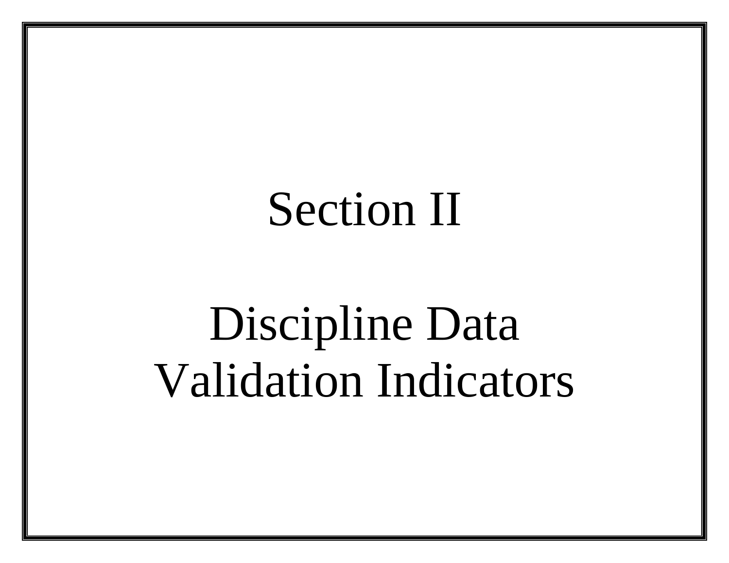# Section II

# Discipline Data Validation Indicators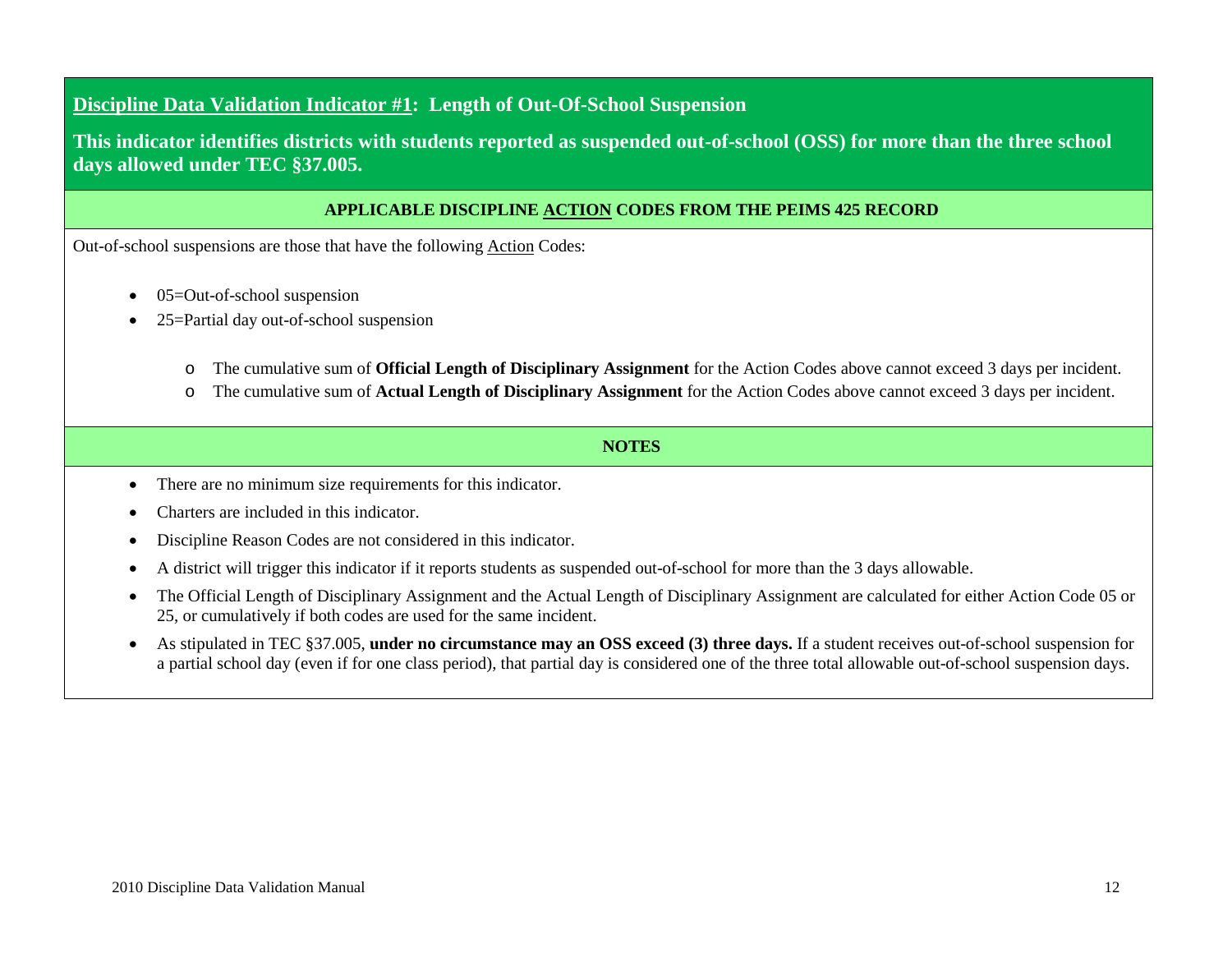## <u>Discipline Data Validation Indicator #1</u>: Length of Out-Of-School Suspension

**This indicator identifies districts with students reported as suspended out-of-school (OSS) for more than the three school days allowed under TEC §37.005.**

**APPLICABLE DISCIPLINE <u>ACTION</u> CODES FROM THE PEIMS 425 RECORD**

Out-of-school suspensions are those that have the following <u>Action</u> Codes:

- 05=Out-of-school suspension
- 25=Partial day out-of-school suspension
  - The cumulative sum of **Official Length of Disciplinary Assignment** for the Action Codes above cannot exceed 3 days per incident.
  - The cumulative sum of **Actual Length of Disciplinary Assignment** for the Action Codes above cannot exceed 3 days per incident.

**NOTES**

- There are no minimum size requirements for this indicator.
- Charters are included in this indicator.
- Discipline Reason Codes are not considered in this indicator.
- A district will trigger this indicator if it reports students as suspended out-of-school for more than the 3 days allowable.
- The Official Length of Disciplinary Assignment and the Actual Length of Disciplinary Assignment are calculated for either Action Code 05 or 25, or cumulatively if both codes are used for the same incident.
- As stipulated in TEC §37.005, **under no circumstance may an OSS exceed (3) three days.** If a student receives out-of-school suspension for a partial school day (even if for one class period), that partial day is considered one of the three total allowable out-of-school suspension days.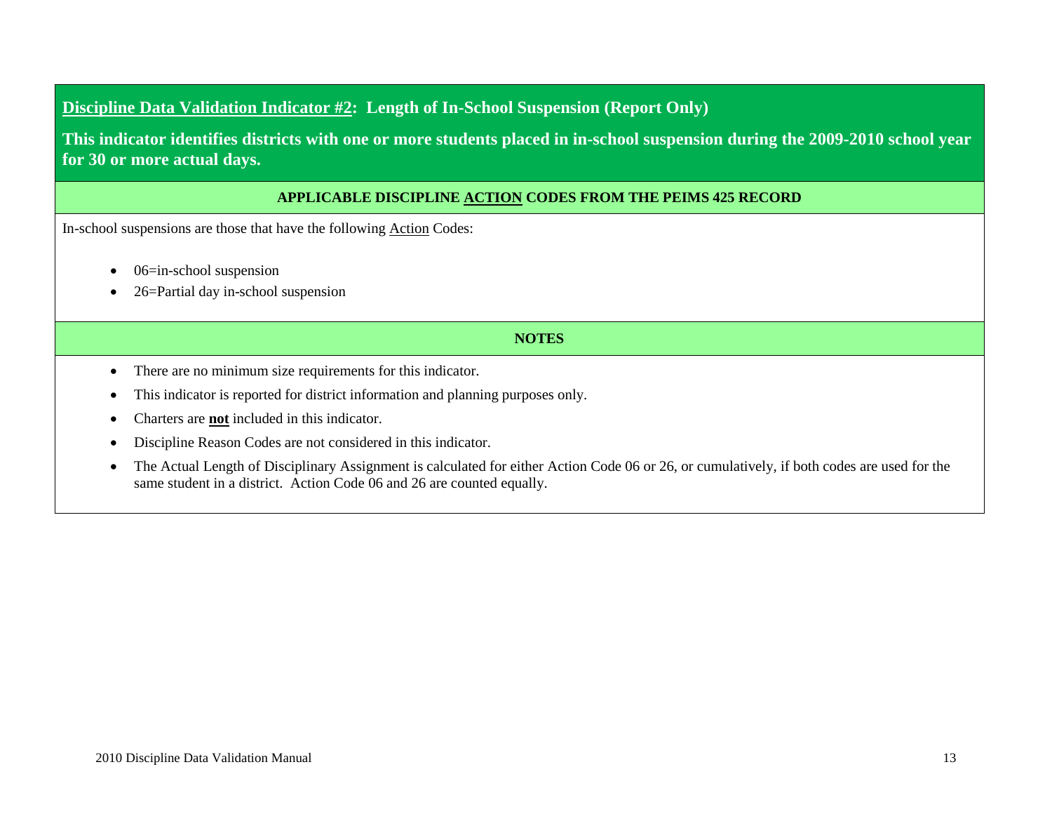## <u>Discipline Data Validation Indicator #2</u>: Length of In-School Suspension (Report Only)

**This indicator identifies districts with one or more students placed in in-school suspension during the 2009-2010 school year for 30 or more actual days.**

**APPLICABLE DISCIPLINE <u>ACTION</u> CODES FROM THE PEIMS 425 RECORD**

In-school suspensions are those that have the following <u>Action</u> Codes:

- 06=in-school suspension
- 26=Partial day in-school suspension

**NOTES**

- There are no minimum size requirements for this indicator.
- This indicator is reported for district information and planning purposes only.
- Charters are **<u>not</u>** included in this indicator.
- Discipline Reason Codes are not considered in this indicator.
- The Actual Length of Disciplinary Assignment is calculated for either Action Code 06 or 26, or cumulatively, if both codes are used for the same student in a district. Action Code 06 and 26 are counted equally.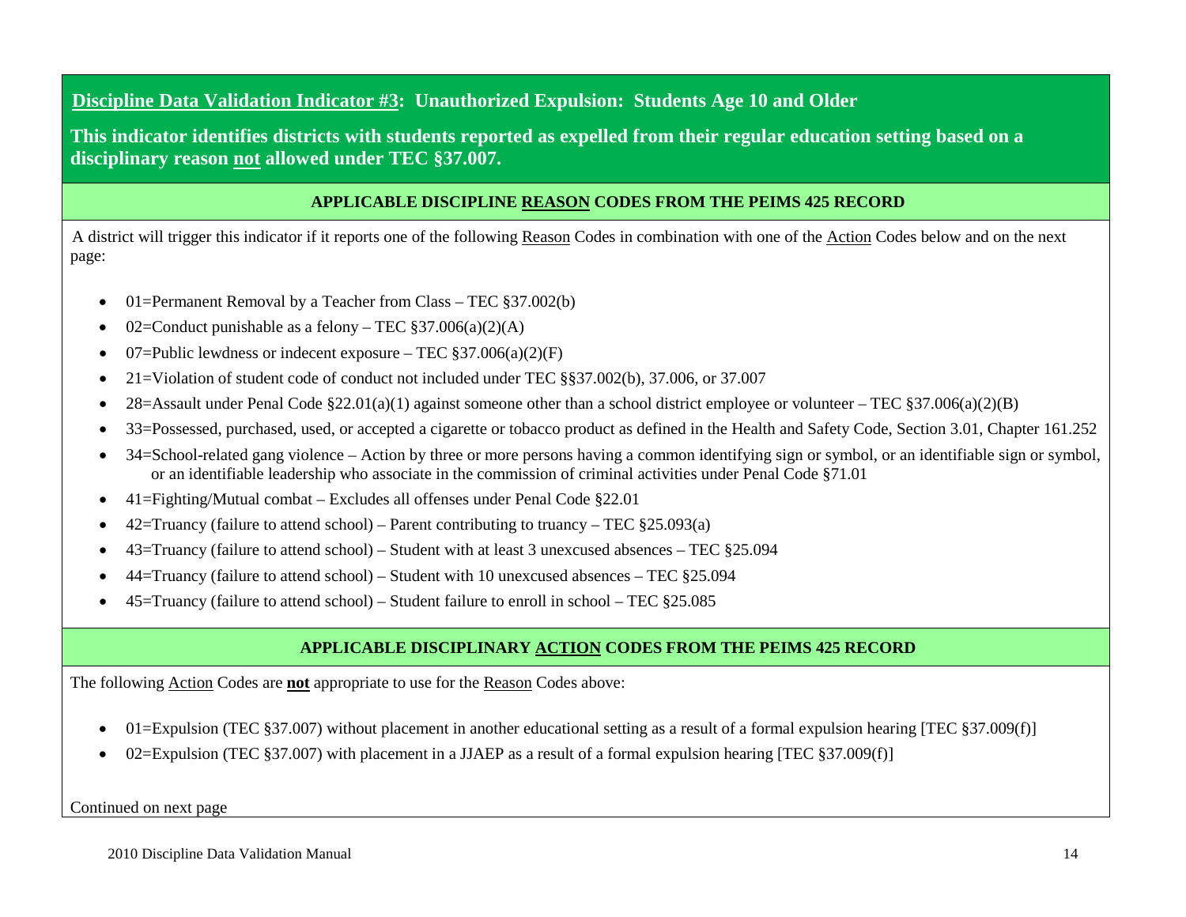## **Discipline Data Validation Indicator #3: Unauthorized Expulsion: Students Age 10 and Older**

**This indicator identifies districts with students reported as expelled from their regular education setting based on a disciplinary reason not allowed under TEC §37.007.**

### APPLICABLE DISCIPLINE REASON CODES FROM THE PEIMS 425 RECORD

A district will trigger this indicator if it reports one of the following Reason Codes in combination with one of the Action Codes below and on the next page:

- 01=Permanent Removal by a Teacher from Class – TEC §37.002(b)
- 02=Conduct punishable as a felony – TEC §37.006(a)(2)(A)
- 07=Public lewdness or indecent exposure – TEC §37.006(a)(2)(F)
- 21=Violation of student code of conduct not included under TEC §§37.002(b), 37.006, or 37.007
- 28=Assault under Penal Code §22.01(a)(1) against someone other than a school district employee or volunteer – TEC §37.006(a)(2)(B)
- 33=Possessed, purchased, used, or accepted a cigarette or tobacco product as defined in the Health and Safety Code, Section 3.01, Chapter 161.252
- 34=School-related gang violence – Action by three or more persons having a common identifying sign or symbol, or an identifiable sign or symbol, or an identifiable leadership who associate in the commission of criminal activities under Penal Code §71.01
- 41=Fighting/Mutual combat – Excludes all offenses under Penal Code §22.01
- 42=Truancy (failure to attend school) – Parent contributing to truancy – TEC §25.093(a)
- 43=Truancy (failure to attend school) – Student with at least 3 unexcused absences – TEC §25.094
- 44=Truancy (failure to attend school) – Student with 10 unexcused absences – TEC §25.094
- 45=Truancy (failure to attend school) – Student failure to enroll in school – TEC §25.085

### APPLICABLE DISCIPLINARY ACTION CODES FROM THE PEIMS 425 RECORD

The following Action Codes are **not** appropriate to use for the Reason Codes above:

- 01=Expulsion (TEC §37.007) without placement in another educational setting as a result of a formal expulsion hearing [TEC §37.009(f)]
- 02=Expulsion (TEC §37.007) with placement in a JJAEP as a result of a formal expulsion hearing [TEC §37.009(f)]

Continued on next page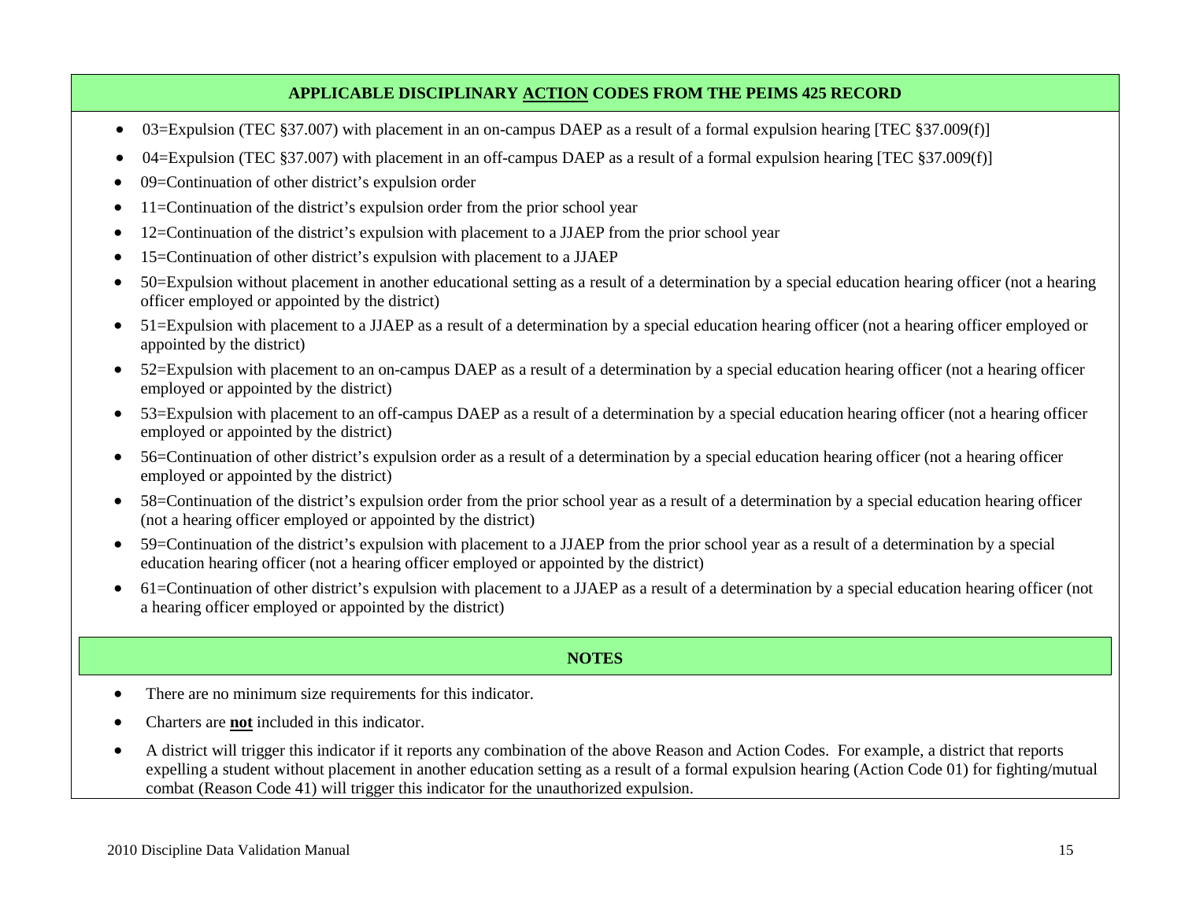## APPLICABLE DISCIPLINARY <u>ACTION</u> CODES FROM THE PEIMS 425 RECORD

- 03=Expulsion (TEC §37.007) with placement in an on-campus DAEP as a result of a formal expulsion hearing [TEC §37.009(f)]
- 04=Expulsion (TEC §37.007) with placement in an off-campus DAEP as a result of a formal expulsion hearing [TEC §37.009(f)]
- 09=Continuation of other district's expulsion order
- 11=Continuation of the district's expulsion order from the prior school year
- 12=Continuation of the district's expulsion with placement to a JJAEP from the prior school year
- 15=Continuation of other district's expulsion with placement to a JJAEP
- 50=Expulsion without placement in another educational setting as a result of a determination by a special education hearing officer (not a hearing officer employed or appointed by the district)
- 51=Expulsion with placement to a JJAEP as a result of a determination by a special education hearing officer (not a hearing officer employed or appointed by the district)
- 52=Expulsion with placement to an on-campus DAEP as a result of a determination by a special education hearing officer (not a hearing officer employed or appointed by the district)
- 53=Expulsion with placement to an off-campus DAEP as a result of a determination by a special education hearing officer (not a hearing officer employed or appointed by the district)
- 56=Continuation of other district's expulsion order as a result of a determination by a special education hearing officer (not a hearing officer employed or appointed by the district)
- 58=Continuation of the district's expulsion order from the prior school year as a result of a determination by a special education hearing officer (not a hearing officer employed or appointed by the district)
- 59=Continuation of the district's expulsion with placement to a JJAEP from the prior school year as a result of a determination by a special education hearing officer (not a hearing officer employed or appointed by the district)
- 61=Continuation of other district's expulsion with placement to a JJAEP as a result of a determination by a special education hearing officer (not a hearing officer employed or appointed by the district)

## NOTES

- There are no minimum size requirements for this indicator.
- Charters are **<u>not</u>** included in this indicator.
- A district will trigger this indicator if it reports any combination of the above Reason and Action Codes. For example, a district that reports expelling a student without placement in another education setting as a result of a formal expulsion hearing (Action Code 01) for fighting/mutual combat (Reason Code 41) will trigger this indicator for the unauthorized expulsion.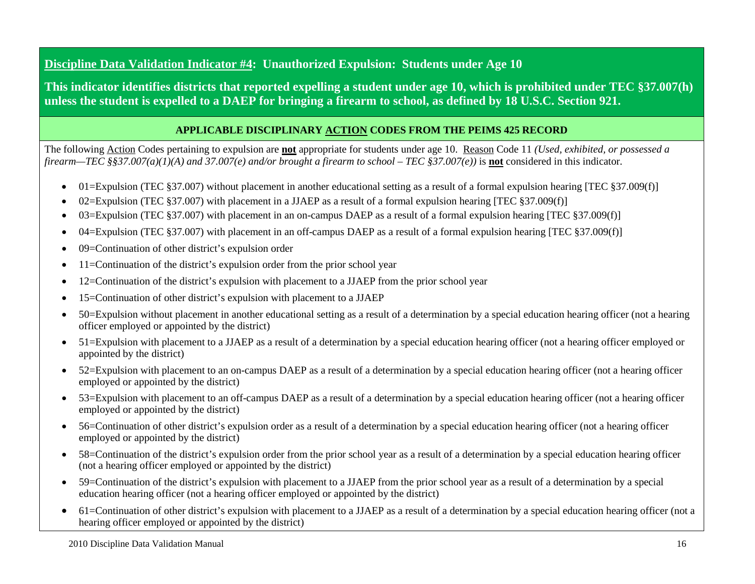**Discipline Data Validation Indicator #4: Unauthorized Expulsion: Students under Age 10**

**This indicator identifies districts that reported expelling a student under age 10, which is prohibited under TEC §37.007(h) unless the student is expelled to a DAEP for bringing a firearm to school, as defined by 18 U.S.C. Section 921.**

**APPLICABLE DISCIPLINARY ACTION CODES FROM THE PEIMS 425 RECORD**

The following Action Codes pertaining to expulsion are **not** appropriate for students under age 10. Reason Code 11 *(Used, exhibited, or possessed a firearm—TEC §§37.007(a)(1)(A) and 37.007(e) and/or brought a firearm to school – TEC §37.007(e))* is **not** considered in this indicator.

- 01=Expulsion (TEC §37.007) without placement in another educational setting as a result of a formal expulsion hearing [TEC §37.009(f)]
- 02=Expulsion (TEC §37.007) with placement in a JJAEP as a result of a formal expulsion hearing [TEC §37.009(f)]
- 03=Expulsion (TEC §37.007) with placement in an on-campus DAEP as a result of a formal expulsion hearing [TEC §37.009(f)]
- 04=Expulsion (TEC §37.007) with placement in an off-campus DAEP as a result of a formal expulsion hearing [TEC §37.009(f)]
- 09=Continuation of other district's expulsion order
- 11=Continuation of the district's expulsion order from the prior school year
- 12=Continuation of the district's expulsion with placement to a JJAEP from the prior school year
- 15=Continuation of other district's expulsion with placement to a JJAEP
- 50=Expulsion without placement in another educational setting as a result of a determination by a special education hearing officer (not a hearing officer employed or appointed by the district)
- 51=Expulsion with placement to a JJAEP as a result of a determination by a special education hearing officer (not a hearing officer employed or appointed by the district)
- 52=Expulsion with placement to an on-campus DAEP as a result of a determination by a special education hearing officer (not a hearing officer employed or appointed by the district)
- 53=Expulsion with placement to an off-campus DAEP as a result of a determination by a special education hearing officer (not a hearing officer employed or appointed by the district)
- 56=Continuation of other district's expulsion order as a result of a determination by a special education hearing officer (not a hearing officer employed or appointed by the district)
- 58=Continuation of the district's expulsion order from the prior school year as a result of a determination by a special education hearing officer (not a hearing officer employed or appointed by the district)
- 59=Continuation of the district's expulsion with placement to a JJAEP from the prior school year as a result of a determination by a special education hearing officer (not a hearing officer employed or appointed by the district)
- 61=Continuation of other district's expulsion with placement to a JJAEP as a result of a determination by a special education hearing officer (not a hearing officer employed or appointed by the district)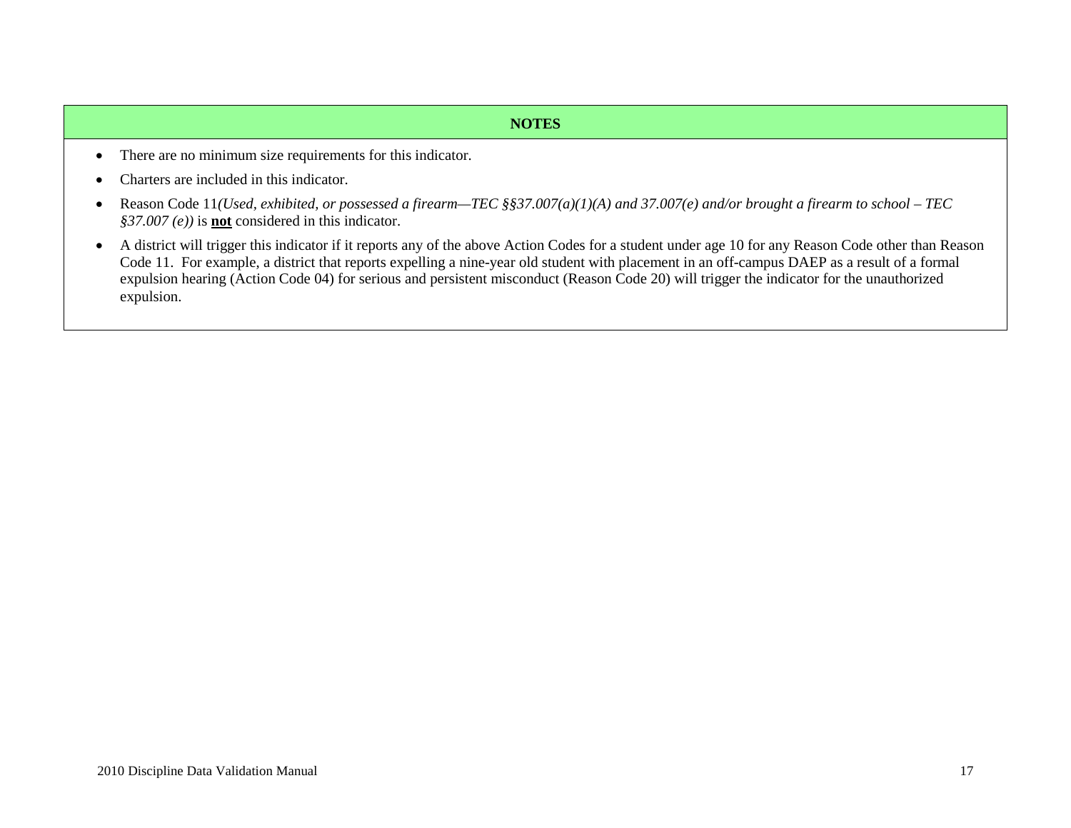**NOTES**

- There are no minimum size requirements for this indicator.
- Charters are included in this indicator.
- Reason Code 11*(Used, exhibited, or possessed a firearm—TEC §§37.007(a)(1)(A) and 37.007(e) and/or brought a firearm to school – TEC §37.007 (e))* is **not** considered in this indicator.
- A district will trigger this indicator if it reports any of the above Action Codes for a student under age 10 for any Reason Code other than Reason Code 11. For example, a district that reports expelling a nine-year old student with placement in an off-campus DAEP as a result of a formal expulsion hearing (Action Code 04) for serious and persistent misconduct (Reason Code 20) will trigger the indicator for the unauthorized expulsion.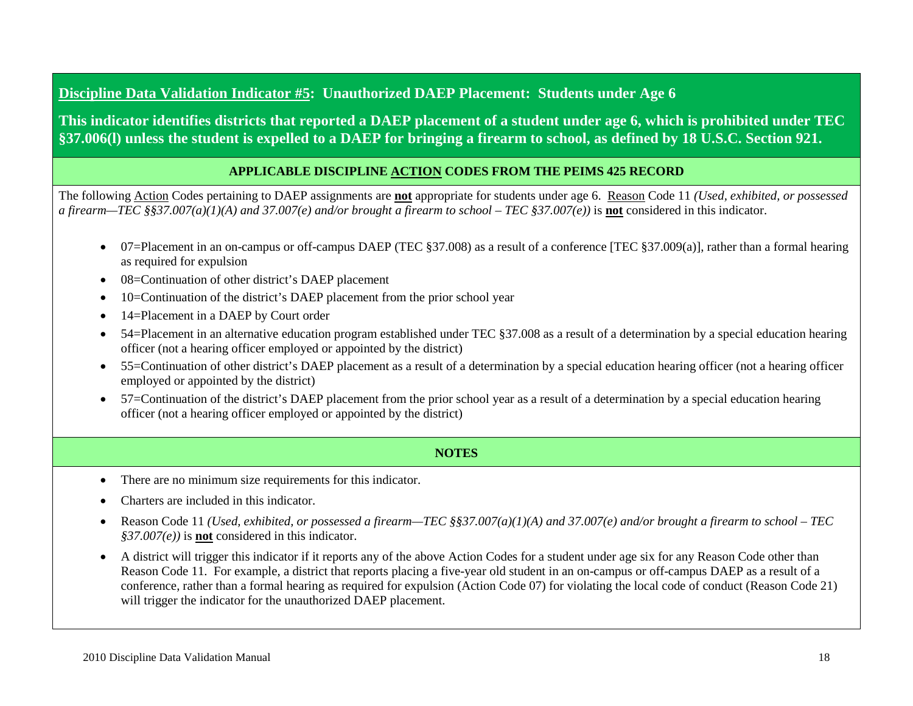## **<u>Discipline Data Validation Indicator #5</u>: Unauthorized DAEP Placement: Students under Age 6**

**This indicator identifies districts that reported a DAEP placement of a student under age 6, which is prohibited under TEC §37.006(l) unless the student is expelled to a DAEP for bringing a firearm to school, as defined by 18 U.S.C. Section 921.**

### APPLICABLE DISCIPLINE <u>ACTION</u> CODES FROM THE PEIMS 425 RECORD

The following <u>Action</u> Codes pertaining to DAEP assignments are **<u>not</u>** appropriate for students under age 6. <u>Reason</u> Code 11 *(Used, exhibited, or possessed a firearm—TEC §§37.007(a)(1)(A) and 37.007(e) and/or brought a firearm to school – TEC §37.007(e))* is **<u>not</u>** considered in this indicator.

- 07=Placement in an on-campus or off-campus DAEP (TEC §37.008) as a result of a conference [TEC §37.009(a)], rather than a formal hearing as required for expulsion
- 08=Continuation of other district's DAEP placement
- 10=Continuation of the district's DAEP placement from the prior school year
- 14=Placement in a DAEP by Court order
- 54=Placement in an alternative education program established under TEC §37.008 as a result of a determination by a special education hearing officer (not a hearing officer employed or appointed by the district)
- 55=Continuation of other district's DAEP placement as a result of a determination by a special education hearing officer (not a hearing officer employed or appointed by the district)
- 57=Continuation of the district's DAEP placement from the prior school year as a result of a determination by a special education hearing officer (not a hearing officer employed or appointed by the district)

### NOTES

- There are no minimum size requirements for this indicator.
- Charters are included in this indicator.
- Reason Code 11 *(Used, exhibited, or possessed a firearm—TEC §§37.007(a)(1)(A) and 37.007(e) and/or brought a firearm to school – TEC §37.007(e))* is **<u>not</u>** considered in this indicator.
- A district will trigger this indicator if it reports any of the above Action Codes for a student under age six for any Reason Code other than Reason Code 11. For example, a district that reports placing a five-year old student in an on-campus or off-campus DAEP as a result of a conference, rather than a formal hearing as required for expulsion (Action Code 07) for violating the local code of conduct (Reason Code 21) will trigger the indicator for the unauthorized DAEP placement.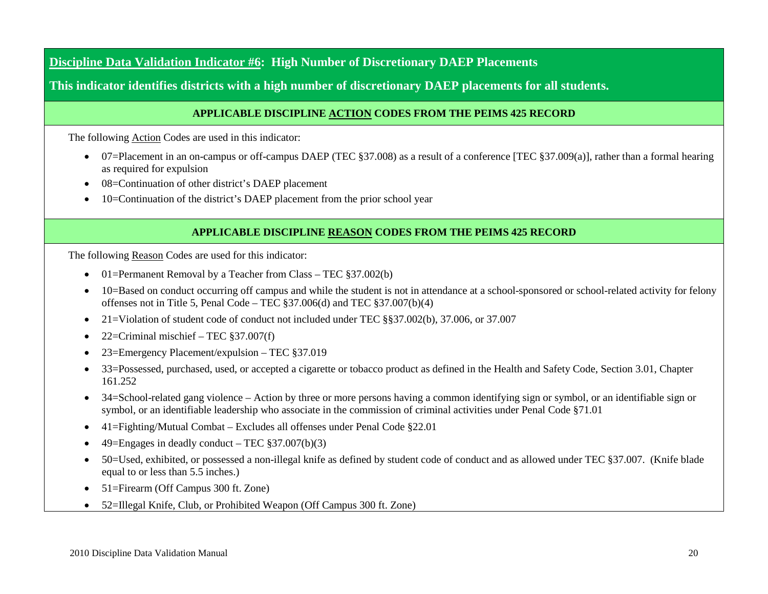## <u>Discipline Data Validation Indicator #6</u>: High Number of Discretionary DAEP Placements

**This indicator identifies districts with a high number of discretionary DAEP placements for all students.**

### APPLICABLE DISCIPLINE <u>ACTION</u> CODES FROM THE PEIMS 425 RECORD

The following <u>Action</u> Codes are used in this indicator:

- 07=Placement in an on-campus or off-campus DAEP (TEC §37.008) as a result of a conference [TEC §37.009(a)], rather than a formal hearing as required for expulsion
- 08=Continuation of other district's DAEP placement
- 10=Continuation of the district's DAEP placement from the prior school year

### APPLICABLE DISCIPLINE <u>REASON</u> CODES FROM THE PEIMS 425 RECORD

The following <u>Reason</u> Codes are used for this indicator:

- 01=Permanent Removal by a Teacher from Class – TEC §37.002(b)
- 10=Based on conduct occurring off campus and while the student is not in attendance at a school-sponsored or school-related activity for felony offenses not in Title 5, Penal Code – TEC §37.006(d) and TEC §37.007(b)(4)
- 21=Violation of student code of conduct not included under TEC §§37.002(b), 37.006, or 37.007
- 22=Criminal mischief – TEC §37.007(f)
- 23=Emergency Placement/expulsion – TEC §37.019
- 33=Possessed, purchased, used, or accepted a cigarette or tobacco product as defined in the Health and Safety Code, Section 3.01, Chapter 161.252
- 34=School-related gang violence – Action by three or more persons having a common identifying sign or symbol, or an identifiable sign or symbol, or an identifiable leadership who associate in the commission of criminal activities under Penal Code §71.01
- 41=Fighting/Mutual Combat – Excludes all offenses under Penal Code §22.01
- 49=Engages in deadly conduct – TEC §37.007(b)(3)
- 50=Used, exhibited, or possessed a non-illegal knife as defined by student code of conduct and as allowed under TEC §37.007. (Knife blade equal to or less than 5.5 inches.)
- 51=Firearm (Off Campus 300 ft. Zone)
- 52=Illegal Knife, Club, or Prohibited Weapon (Off Campus 300 ft. Zone)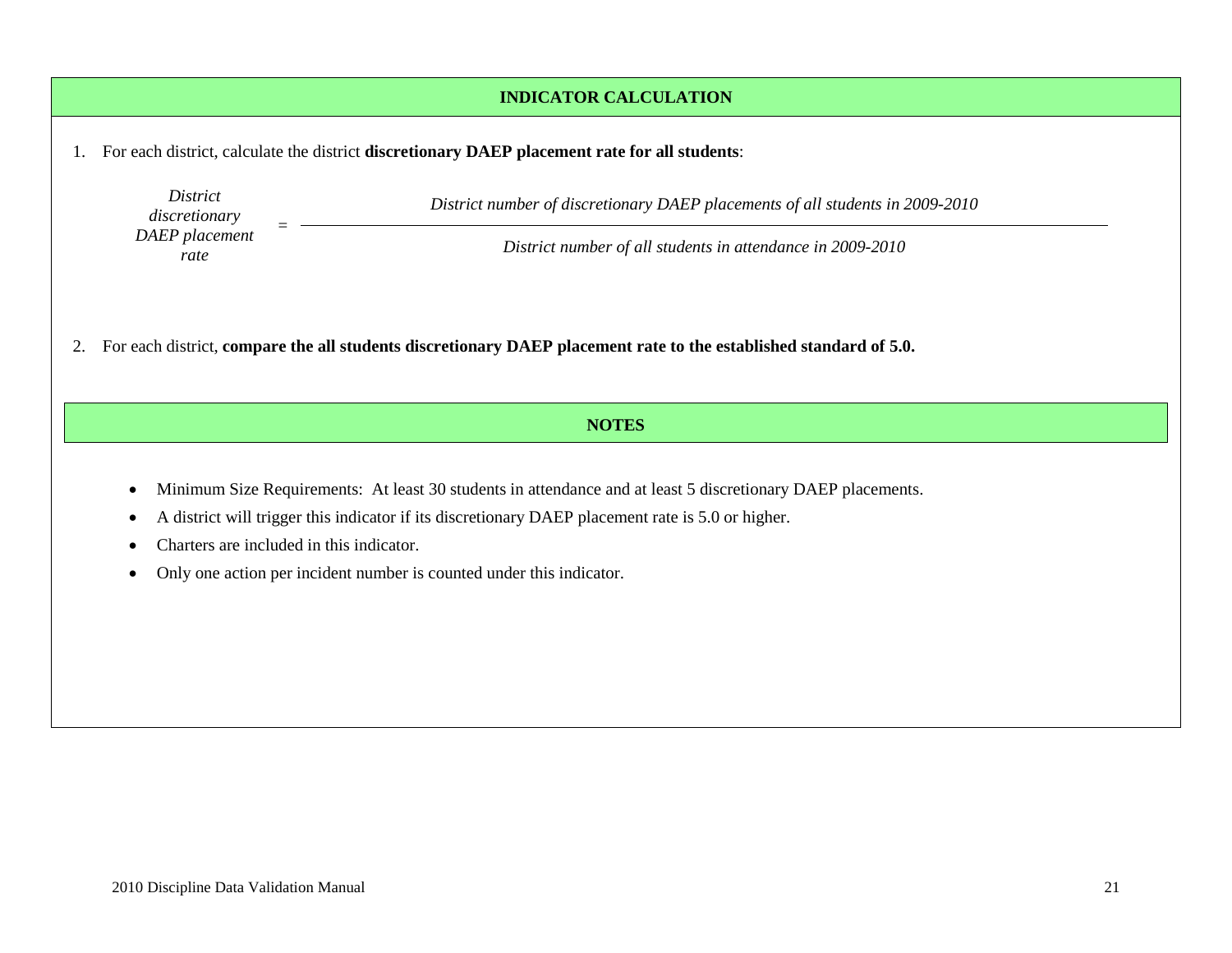## INDICATOR CALCULATION

1. For each district, calculate the district **discretionary DAEP placement rate for all students**:

$$\textit{District discretionary DAEP placement rate} = \frac{\textit{District number of discretionary DAEP placements of all students in 2009-2010}}{\textit{District number of all students in attendance in 2009-2010}}$$

2. For each district, **compare the all students discretionary DAEP placement rate to the established standard of 5.0.**

## NOTES

- Minimum Size Requirements: At least 30 students in attendance and at least 5 discretionary DAEP placements.
- A district will trigger this indicator if its discretionary DAEP placement rate is 5.0 or higher.
- Charters are included in this indicator.
- Only one action per incident number is counted under this indicator.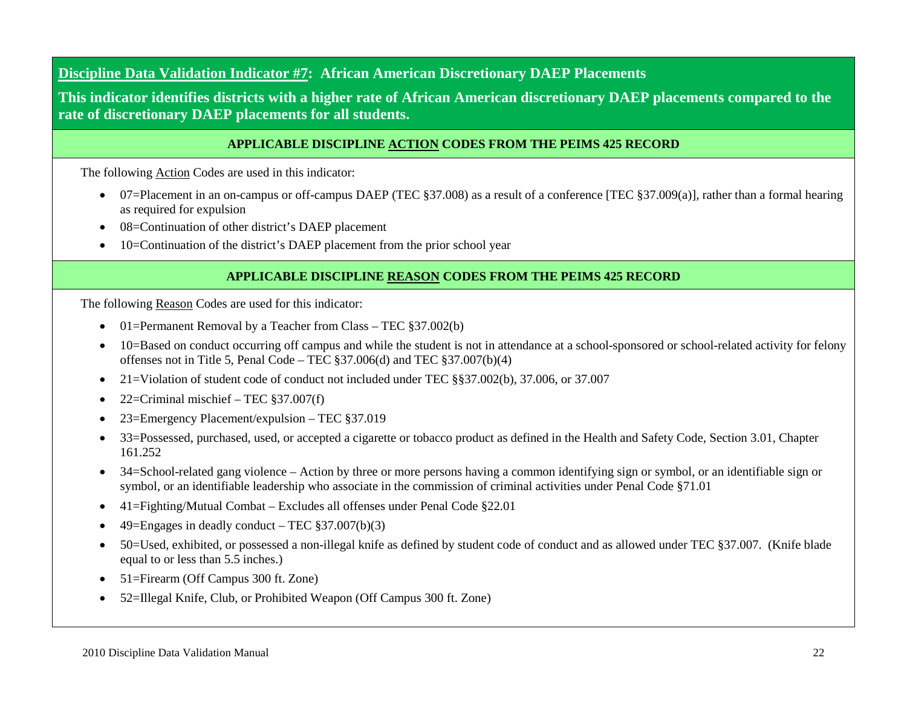## <u>Discipline Data Validation Indicator #7</u>: African American Discretionary DAEP Placements

**This indicator identifies districts with a higher rate of African American discretionary DAEP placements compared to the rate of discretionary DAEP placements for all students.**

### APPLICABLE DISCIPLINE <u>ACTION</u> CODES FROM THE PEIMS 425 RECORD

The following <u>Action</u> Codes are used in this indicator:

- 07=Placement in an on-campus or off-campus DAEP (TEC §37.008) as a result of a conference [TEC §37.009(a)], rather than a formal hearing as required for expulsion
- 08=Continuation of other district's DAEP placement
- 10=Continuation of the district's DAEP placement from the prior school year

### APPLICABLE DISCIPLINE <u>REASON</u> CODES FROM THE PEIMS 425 RECORD

The following <u>Reason</u> Codes are used for this indicator:

- 01=Permanent Removal by a Teacher from Class – TEC §37.002(b)
- 10=Based on conduct occurring off campus and while the student is not in attendance at a school-sponsored or school-related activity for felony offenses not in Title 5, Penal Code – TEC §37.006(d) and TEC §37.007(b)(4)
- 21=Violation of student code of conduct not included under TEC §§37.002(b), 37.006, or 37.007
- 22=Criminal mischief – TEC §37.007(f)
- 23=Emergency Placement/expulsion – TEC §37.019
- 33=Possessed, purchased, used, or accepted a cigarette or tobacco product as defined in the Health and Safety Code, Section 3.01, Chapter 161.252
- 34=School-related gang violence – Action by three or more persons having a common identifying sign or symbol, or an identifiable sign or symbol, or an identifiable leadership who associate in the commission of criminal activities under Penal Code §71.01
- 41=Fighting/Mutual Combat – Excludes all offenses under Penal Code §22.01
- 49=Engages in deadly conduct – TEC §37.007(b)(3)
- 50=Used, exhibited, or possessed a non-illegal knife as defined by student code of conduct and as allowed under TEC §37.007. (Knife blade equal to or less than 5.5 inches.)
- 51=Firearm (Off Campus 300 ft. Zone)
- 52=Illegal Knife, Club, or Prohibited Weapon (Off Campus 300 ft. Zone)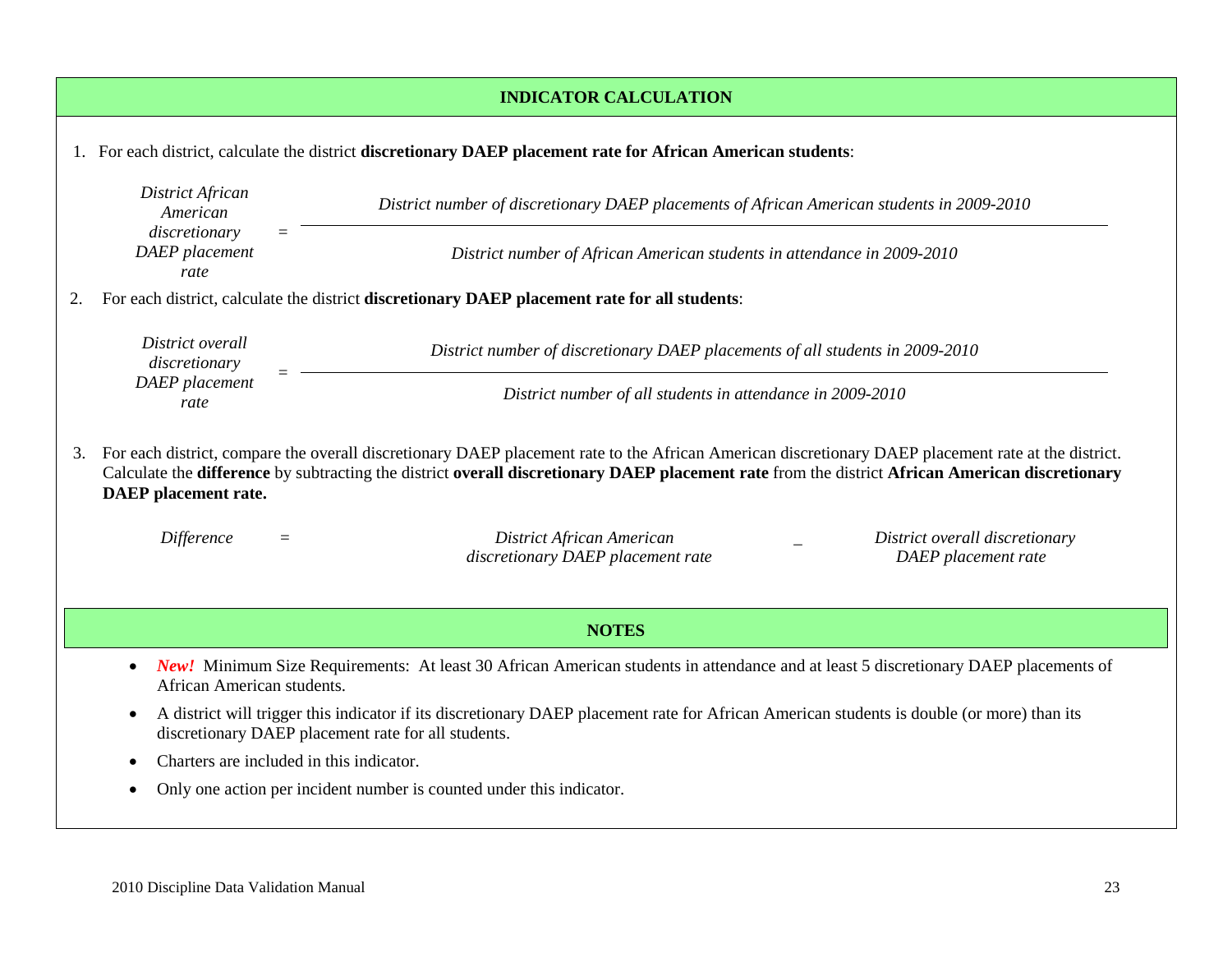## INDICATOR CALCULATION

1. For each district, calculate the district **discretionary DAEP placement rate for African American students**:

$$\text{District African American discretionary DAEP placement rate} = \frac{\text{District number of discretionary DAEP placements of African American students in 2009-2010}}{\text{District number of African American students in attendance in 2009-2010}}$$

2. For each district, calculate the district **discretionary DAEP placement rate for all students**:

$$\text{District overall discretionary DAEP placement rate} = \frac{\text{District number of discretionary DAEP placements of all students in 2009-2010}}{\text{District number of all students in attendance in 2009-2010}}$$

3. For each district, compare the overall discretionary DAEP placement rate to the African American discretionary DAEP placement rate at the district. Calculate the **difference** by subtracting the district **overall discretionary DAEP placement rate** from the district **African American discretionary DAEP placement rate.**

$$\text{Difference} = \text{District African American discretionary DAEP placement rate} - \text{District overall discretionary DAEP placement rate}$$

## NOTES

- ***New!*** Minimum Size Requirements: At least 30 African American students in attendance and at least 5 discretionary DAEP placements of African American students.
- A district will trigger this indicator if its discretionary DAEP placement rate for African American students is double (or more) than its discretionary DAEP placement rate for all students.
- Charters are included in this indicator.
- Only one action per incident number is counted under this indicator.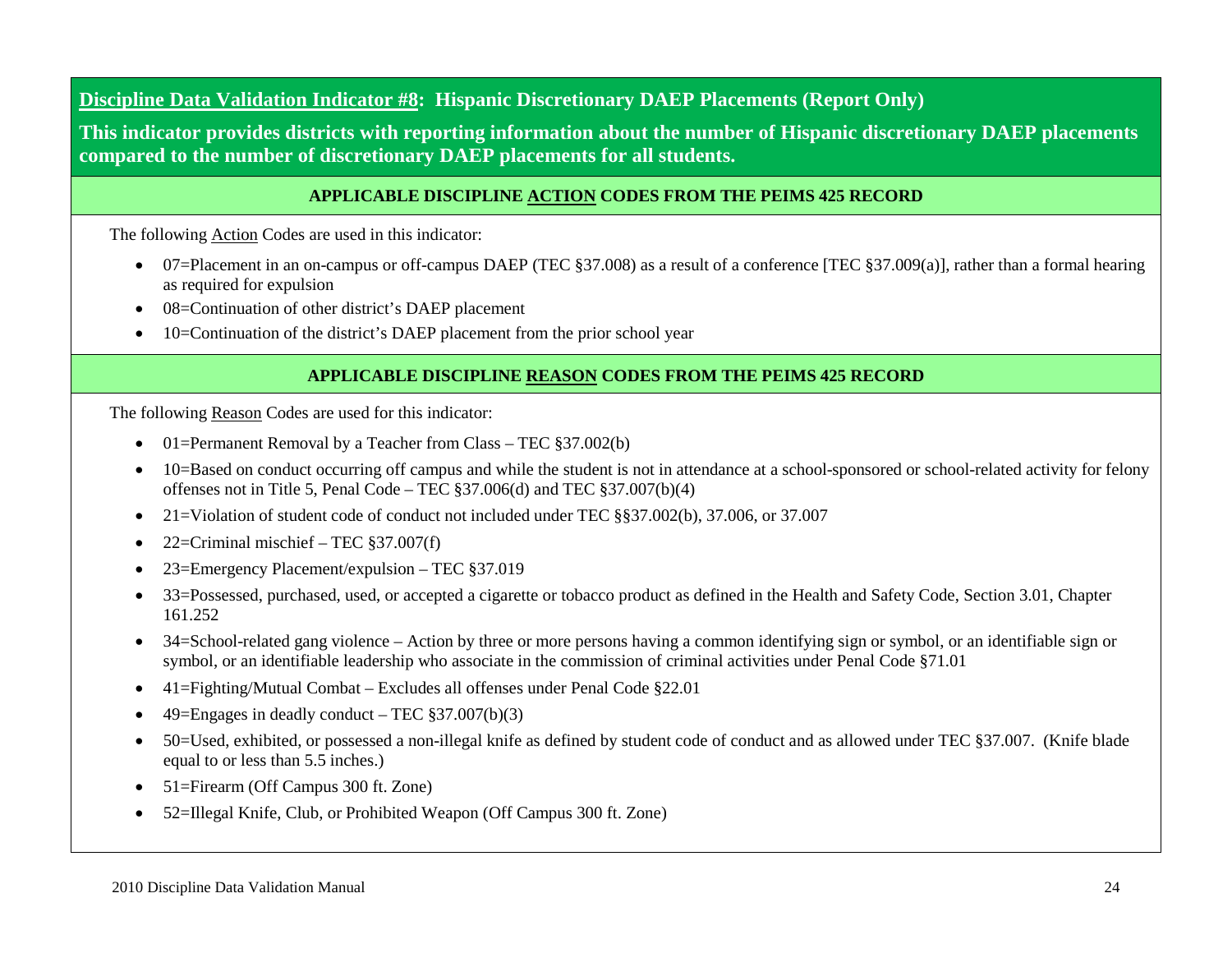## <u>Discipline Data Validation Indicator #8</u>: Hispanic Discretionary DAEP Placements (Report Only)

**This indicator provides districts with reporting information about the number of Hispanic discretionary DAEP placements compared to the number of discretionary DAEP placements for all students.**

### APPLICABLE DISCIPLINE <u>ACTION</u> CODES FROM THE PEIMS 425 RECORD

The following <u>Action</u> Codes are used in this indicator:

- 07=Placement in an on-campus or off-campus DAEP (TEC §37.008) as a result of a conference [TEC §37.009(a)], rather than a formal hearing as required for expulsion
- 08=Continuation of other district's DAEP placement
- 10=Continuation of the district's DAEP placement from the prior school year

### APPLICABLE DISCIPLINE <u>REASON</u> CODES FROM THE PEIMS 425 RECORD

The following <u>Reason</u> Codes are used for this indicator:

- 01=Permanent Removal by a Teacher from Class – TEC §37.002(b)
- 10=Based on conduct occurring off campus and while the student is not in attendance at a school-sponsored or school-related activity for felony offenses not in Title 5, Penal Code – TEC §37.006(d) and TEC §37.007(b)(4)
- 21=Violation of student code of conduct not included under TEC §§37.002(b), 37.006, or 37.007
- 22=Criminal mischief – TEC §37.007(f)
- 23=Emergency Placement/expulsion – TEC §37.019
- 33=Possessed, purchased, used, or accepted a cigarette or tobacco product as defined in the Health and Safety Code, Section 3.01, Chapter 161.252
- 34=School-related gang violence – Action by three or more persons having a common identifying sign or symbol, or an identifiable sign or symbol, or an identifiable leadership who associate in the commission of criminal activities under Penal Code §71.01
- 41=Fighting/Mutual Combat – Excludes all offenses under Penal Code §22.01
- 49=Engages in deadly conduct – TEC §37.007(b)(3)
- 50=Used, exhibited, or possessed a non-illegal knife as defined by student code of conduct and as allowed under TEC §37.007. (Knife blade equal to or less than 5.5 inches.)
- 51=Firearm (Off Campus 300 ft. Zone)
- 52=Illegal Knife, Club, or Prohibited Weapon (Off Campus 300 ft. Zone)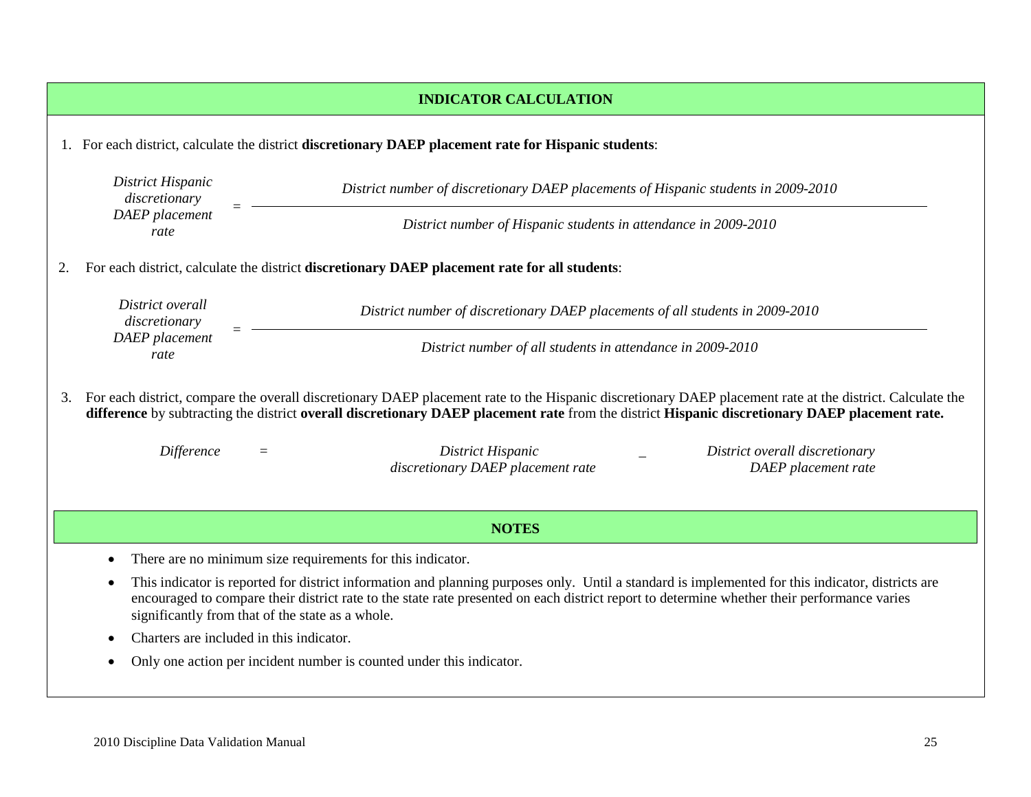## INDICATOR CALCULATION

1. For each district, calculate the district **discretionary DAEP placement rate for Hispanic students**:

$$\textit{District Hispanic discretionary DAEP placement rate} = \frac{\textit{District number of discretionary DAEP placements of Hispanic students in 2009-2010}}{\textit{District number of Hispanic students in attendance in 2009-2010}}$$

2. For each district, calculate the district **discretionary DAEP placement rate for all students**:

$$\textit{District overall discretionary DAEP placement rate} = \frac{\textit{District number of discretionary DAEP placements of all students in 2009-2010}}{\textit{District number of all students in attendance in 2009-2010}}$$

3. For each district, compare the overall discretionary DAEP placement rate to the Hispanic discretionary DAEP placement rate at the district. Calculate the **difference** by subtracting the district **overall discretionary DAEP placement rate** from the district **Hispanic discretionary DAEP placement rate.**

$$\textit{Difference} = \textit{District Hispanic discretionary DAEP placement rate} - \textit{District overall discretionary DAEP placement rate}$$

## NOTES

- There are no minimum size requirements for this indicator.
- This indicator is reported for district information and planning purposes only. Until a standard is implemented for this indicator, districts are encouraged to compare their district rate to the state rate presented on each district report to determine whether their performance varies significantly from that of the state as a whole.
- Charters are included in this indicator.
- Only one action per incident number is counted under this indicator.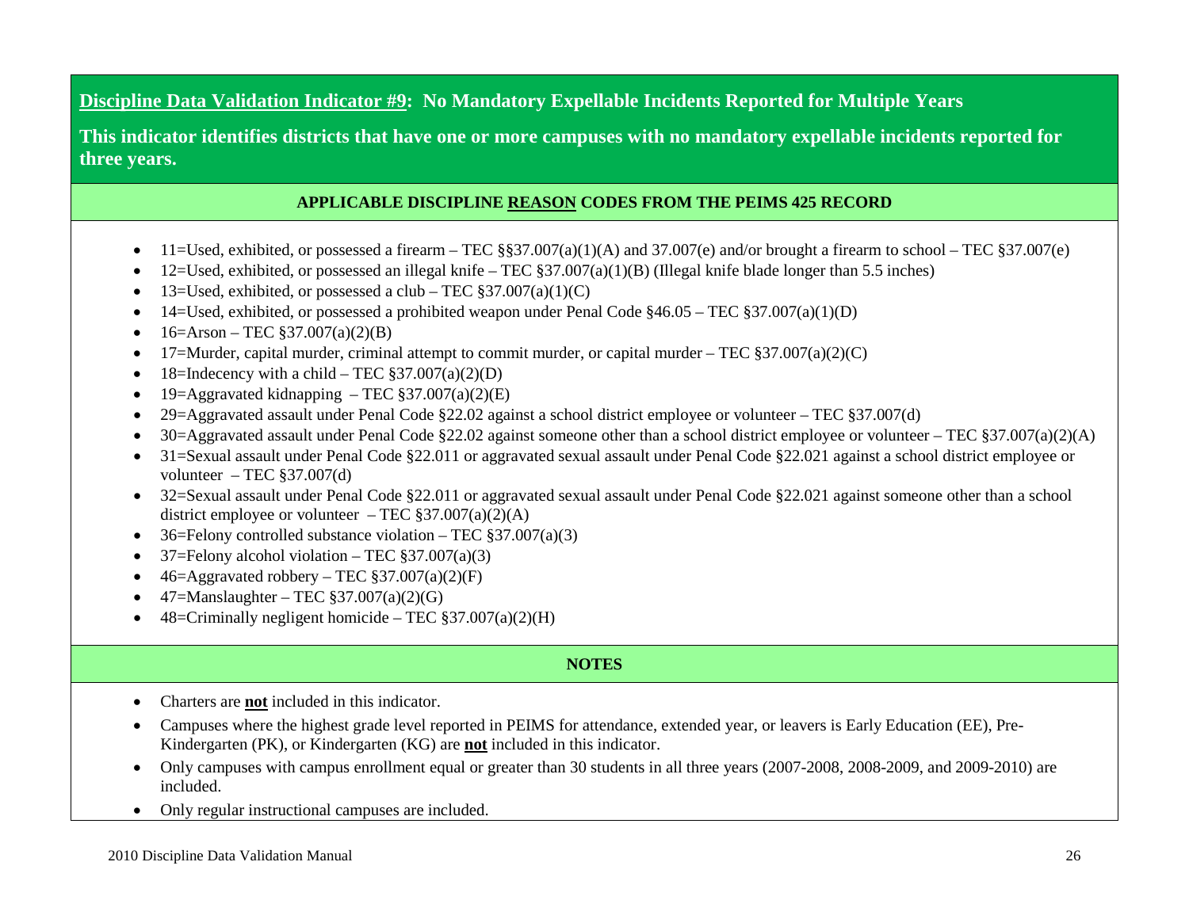## <u>Discipline Data Validation Indicator #9</u>: No Mandatory Expellable Incidents Reported for Multiple Years

**This indicator identifies districts that have one or more campuses with no mandatory expellable incidents reported for three years.**

### APPLICABLE DISCIPLINE <u>REASON</u> CODES FROM THE PEIMS 425 RECORD

- 11=Used, exhibited, or possessed a firearm – TEC §§37.007(a)(1)(A) and 37.007(e) and/or brought a firearm to school – TEC §37.007(e)
- 12=Used, exhibited, or possessed an illegal knife – TEC §37.007(a)(1)(B) (Illegal knife blade longer than 5.5 inches)
- 13=Used, exhibited, or possessed a club – TEC §37.007(a)(1)(C)
- 14=Used, exhibited, or possessed a prohibited weapon under Penal Code §46.05 – TEC §37.007(a)(1)(D)
- 16=Arson – TEC §37.007(a)(2)(B)
- 17=Murder, capital murder, criminal attempt to commit murder, or capital murder – TEC §37.007(a)(2)(C)
- 18=Indecency with a child – TEC §37.007(a)(2)(D)
- 19=Aggravated kidnapping – TEC §37.007(a)(2)(E)
- 29=Aggravated assault under Penal Code §22.02 against a school district employee or volunteer – TEC §37.007(d)
- 30=Aggravated assault under Penal Code §22.02 against someone other than a school district employee or volunteer – TEC §37.007(a)(2)(A)
- 31=Sexual assault under Penal Code §22.011 or aggravated sexual assault under Penal Code §22.021 against a school district employee or volunteer – TEC §37.007(d)
- 32=Sexual assault under Penal Code §22.011 or aggravated sexual assault under Penal Code §22.021 against someone other than a school district employee or volunteer – TEC §37.007(a)(2)(A)
- 36=Felony controlled substance violation – TEC §37.007(a)(3)
- 37=Felony alcohol violation – TEC §37.007(a)(3)
- 46=Aggravated robbery – TEC §37.007(a)(2)(F)
- 47=Manslaughter – TEC §37.007(a)(2)(G)
- 48=Criminally negligent homicide – TEC §37.007(a)(2)(H)

### NOTES

- Charters are <u>**not**</u> included in this indicator.
- Campuses where the highest grade level reported in PEIMS for attendance, extended year, or leavers is Early Education (EE), Pre-Kindergarten (PK), or Kindergarten (KG) are <u>**not**</u> included in this indicator.
- Only campuses with campus enrollment equal or greater than 30 students in all three years (2007-2008, 2008-2009, and 2009-2010) are included.
- Only regular instructional campuses are included.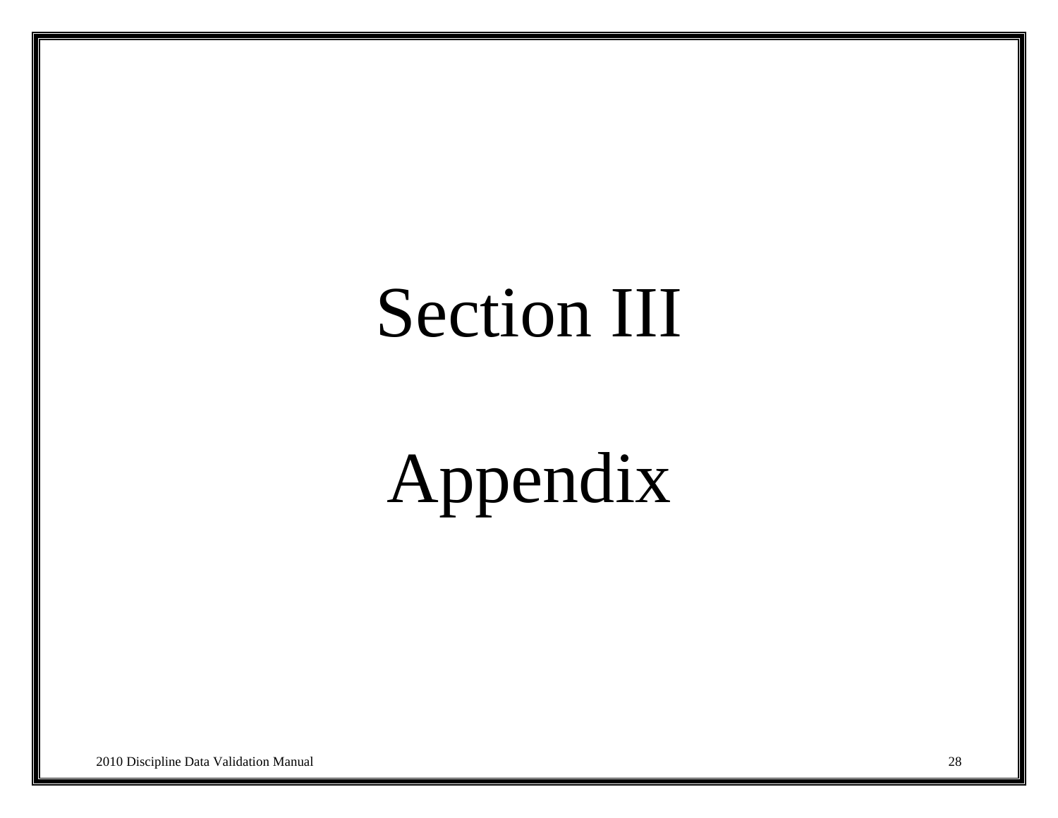# Section III

# Appendix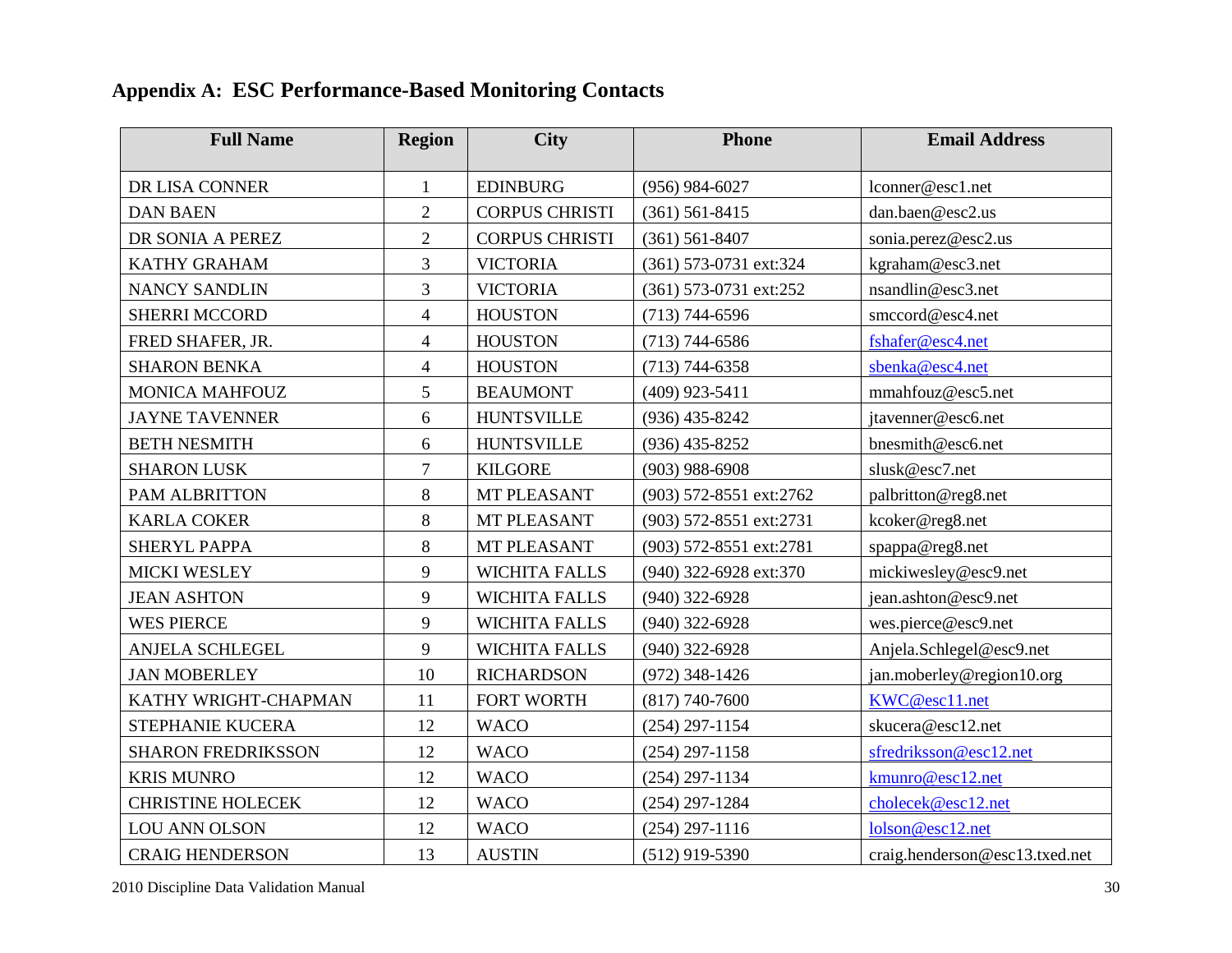## Appendix A: ESC Performance-Based Monitoring Contacts

| Full Name | Region | City | Phone | Email Address |
|---|---|---|---|---|
| DR LISA CONNER | 1 | EDINBURG | (956) 984-6027 | lconner@esc1.net |
| DAN BAEN | 2 | CORPUS CHRISTI | (361) 561-8415 | dan.baen@esc2.us |
| DR SONIA A PEREZ | 2 | CORPUS CHRISTI | (361) 561-8407 | sonia.perez@esc2.us |
| KATHY GRAHAM | 3 | VICTORIA | (361) 573-0731 ext:324 | kgraham@esc3.net |
| NANCY SANDLIN | 3 | VICTORIA | (361) 573-0731 ext:252 | nsandlin@esc3.net |
| SHERRI MCCORD | 4 | HOUSTON | (713) 744-6596 | smccord@esc4.net |
| FRED SHAFER, JR. | 4 | HOUSTON | (713) 744-6586 | fshafer@esc4.net |
| SHARON BENKA | 4 | HOUSTON | (713) 744-6358 | sbenka@esc4.net |
| MONICA MAHFOUZ | 5 | BEAUMONT | (409) 923-5411 | mmahfouz@esc5.net |
| JAYNE TAVENNER | 6 | HUNTSVILLE | (936) 435-8242 | jtavenner@esc6.net |
| BETH NESMITH | 6 | HUNTSVILLE | (936) 435-8252 | bnesmith@esc6.net |
| SHARON LUSK | 7 | KILGORE | (903) 988-6908 | slusk@esc7.net |
| PAM ALBRITTON | 8 | MT PLEASANT | (903) 572-8551 ext:2762 | palbritton@reg8.net |
| KARLA COKER | 8 | MT PLEASANT | (903) 572-8551 ext:2731 | kcoker@reg8.net |
| SHERYL PAPPA | 8 | MT PLEASANT | (903) 572-8551 ext:2781 | spappa@reg8.net |
| MICKI WESLEY | 9 | WICHITA FALLS | (940) 322-6928 ext:370 | mickiwesley@esc9.net |
| JEAN ASHTON | 9 | WICHITA FALLS | (940) 322-6928 | jean.ashton@esc9.net |
| WES PIERCE | 9 | WICHITA FALLS | (940) 322-6928 | wes.pierce@esc9.net |
| ANJELA SCHLEGEL | 9 | WICHITA FALLS | (940) 322-6928 | Anjela.Schlegel@esc9.net |
| JAN MOBERLEY | 10 | RICHARDSON | (972) 348-1426 | jan.moberley@region10.org |
| KATHY WRIGHT-CHAPMAN | 11 | FORT WORTH | (817) 740-7600 | KWC@esc11.net |
| STEPHANIE KUCERA | 12 | WACO | (254) 297-1154 | skucera@esc12.net |
| SHARON FREDRIKSSON | 12 | WACO | (254) 297-1158 | sfredriksson@esc12.net |
| KRIS MUNRO | 12 | WACO | (254) 297-1134 | kmunro@esc12.net |
| CHRISTINE HOLECEK | 12 | WACO | (254) 297-1284 | cholecek@esc12.net |
| LOU ANN OLSON | 12 | WACO | (254) 297-1116 | lolson@esc12.net |
| CRAIG HENDERSON | 13 | AUSTIN | (512) 919-5390 | craig.henderson@esc13.txed.net |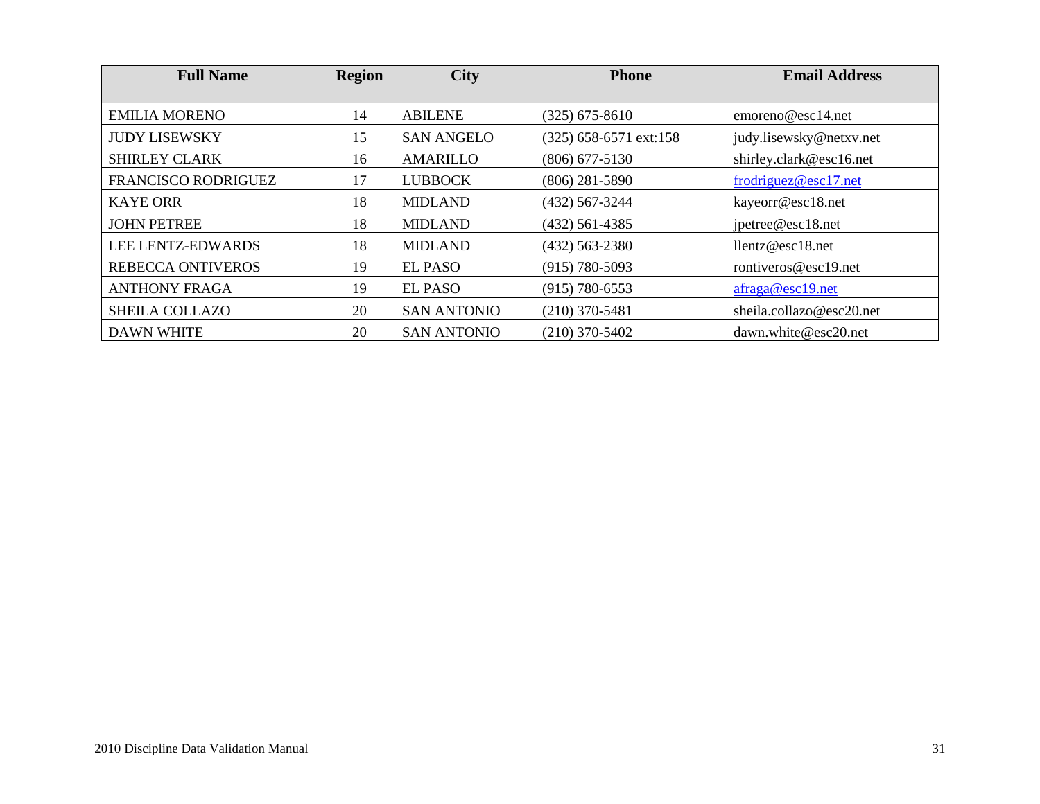| Full Name | Region | City | Phone | Email Address |
|---|---|---|---|---|
| EMILIA MORENO | 14 | ABILENE | (325) 675-8610 | emoreno@esc14.net |
| JUDY LISEWSKY | 15 | SAN ANGELO | (325) 658-6571 ext:158 | judy.lisewsky@netxv.net |
| SHIRLEY CLARK | 16 | AMARILLO | (806) 677-5130 | shirley.clark@esc16.net |
| FRANCISCO RODRIGUEZ | 17 | LUBBOCK | (806) 281-5890 | frodriguez@esc17.net |
| KAYE ORR | 18 | MIDLAND | (432) 567-3244 | kayeorr@esc18.net |
| JOHN PETREE | 18 | MIDLAND | (432) 561-4385 | jpetree@esc18.net |
| LEE LENTZ-EDWARDS | 18 | MIDLAND | (432) 563-2380 | llentz@esc18.net |
| REBECCA ONTIVEROS | 19 | EL PASO | (915) 780-5093 | rontiveros@esc19.net |
| ANTHONY FRAGA | 19 | EL PASO | (915) 780-6553 | afraga@esc19.net |
| SHEILA COLLAZO | 20 | SAN ANTONIO | (210) 370-5481 | sheila.collazo@esc20.net |
| DAWN WHITE | 20 | SAN ANTONIO | (210) 370-5402 | dawn.white@esc20.net |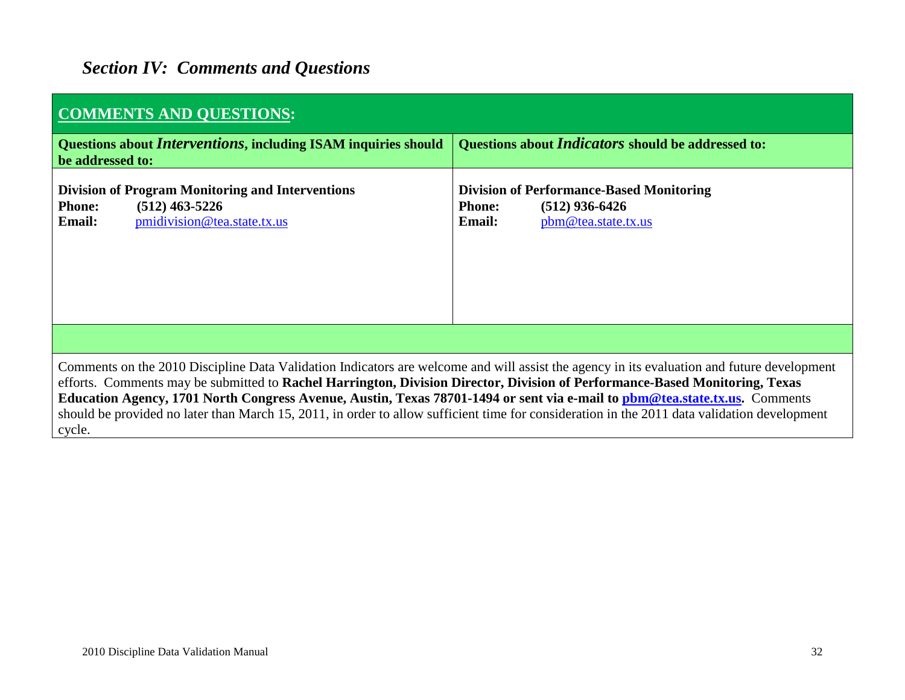## *Section IV: Comments and Questions*

| **COMMENTS AND QUESTIONS:** | |
|---|---|
| **Questions about *Interventions*, including ISAM inquiries should be addressed to:** | **Questions about *Indicators* should be addressed to:** |
| **Division of Program Monitoring and Interventions**<br>**Phone:** **(512) 463-5226**<br>**Email:** pmidivision@tea.state.tx.us | **Division of Performance-Based Monitoring**<br>**Phone:** **(512) 936-6426**<br>**Email:** pbm@tea.state.tx.us |

Comments on the 2010 Discipline Data Validation Indicators are welcome and will assist the agency in its evaluation and future development efforts. Comments may be submitted to **Rachel Harrington, Division Director, Division of Performance-Based Monitoring, Texas Education Agency, 1701 North Congress Avenue, Austin, Texas 78701-1494 or sent via e-mail to pbm@tea.state.tx.us.** Comments should be provided no later than March 15, 2011, in order to allow sufficient time for consideration in the 2011 data validation development cycle.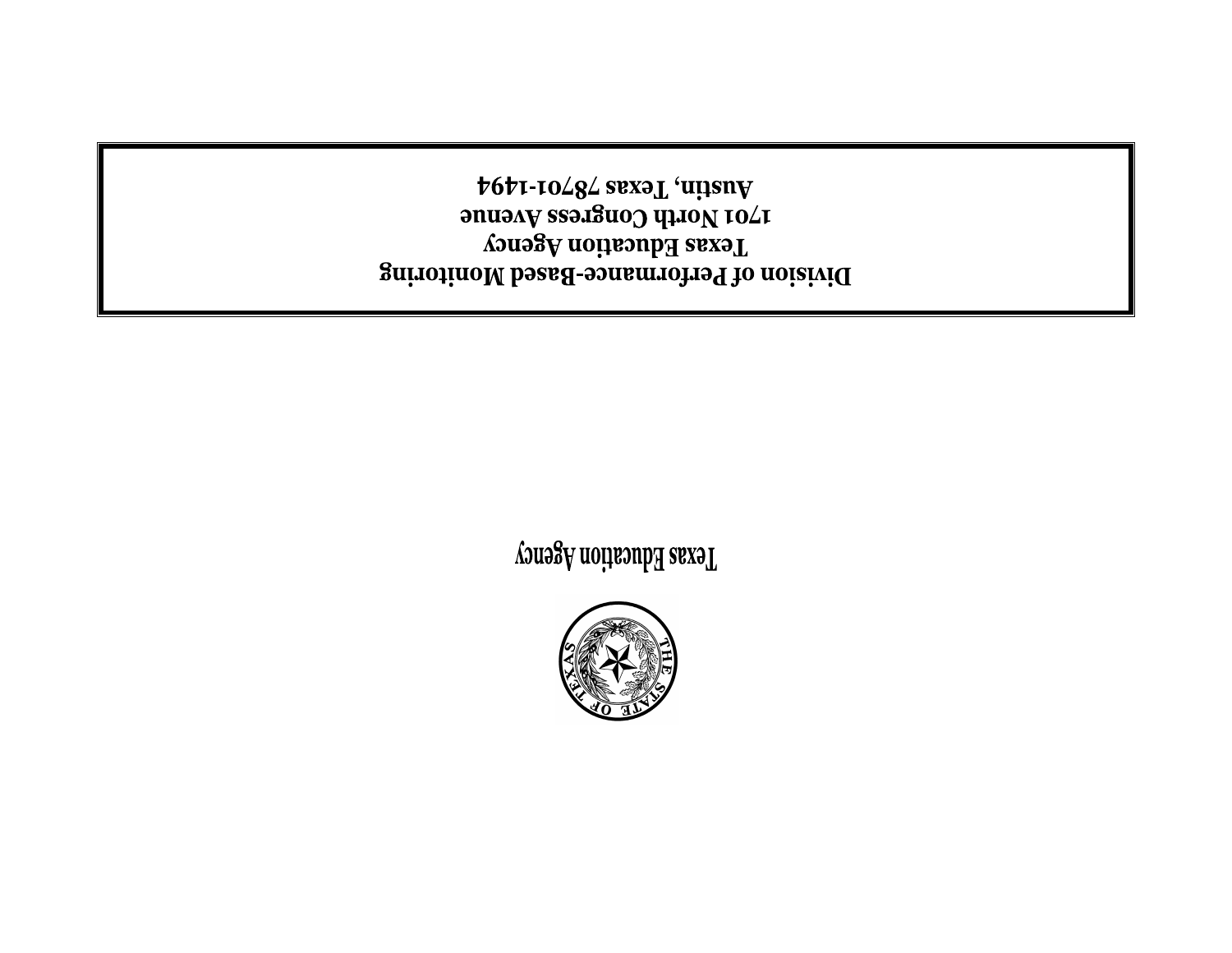**Division of Performance-Based Monitoring**
**Texas Education Agency**
**1701 North Congress Avenue**
**Austin, Texas 78701-1494**

**Texas Education Agency**

THE STATE OF TEXAS